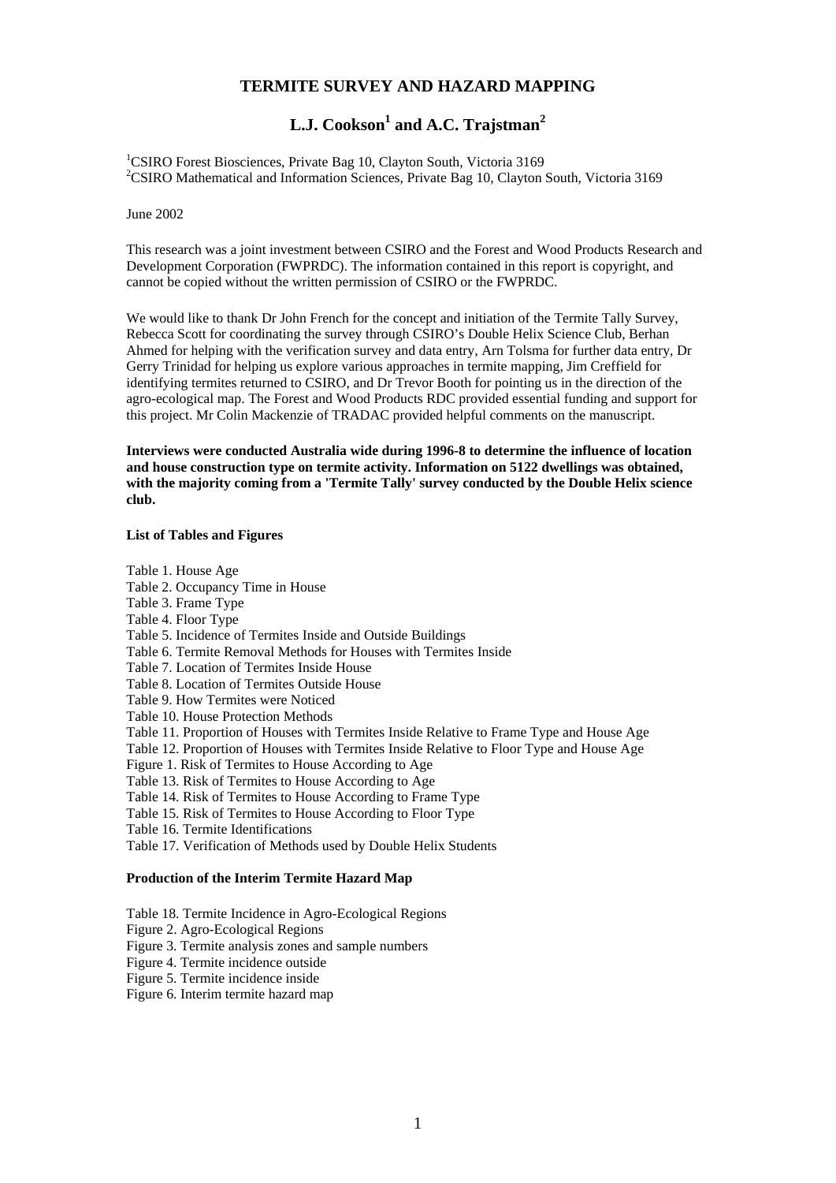# TERMITE SURVEY AND HAZARD MAPPING

## L.J. Cookson[1] and A.C. Trajstman[2]

[1]CSIRO Forest Biosciences, Private Bag 10, Clayton South, Victoria 3169
[2]CSIRO Mathematical and Information Sciences, Private Bag 10, Clayton South, Victoria 3169

June 2002

This research was a joint investment between CSIRO and the Forest and Wood Products Research and Development Corporation (FWPRDC). The information contained in this report is copyright, and cannot be copied without the written permission of CSIRO or the FWPRDC.

We would like to thank Dr John French for the concept and initiation of the Termite Tally Survey, Rebecca Scott for coordinating the survey through CSIRO's Double Helix Science Club, Berhan Ahmed for helping with the verification survey and data entry, Arn Tolsma for further data entry, Dr Gerry Trinidad for helping us explore various approaches in termite mapping, Jim Creffield for identifying termites returned to CSIRO, and Dr Trevor Booth for pointing us in the direction of the agro-ecological map. The Forest and Wood Products RDC provided essential funding and support for this project. Mr Colin Mackenzie of TRADAC provided helpful comments on the manuscript.

**Interviews were conducted Australia wide during 1996-8 to determine the influence of location and house construction type on termite activity. Information on 5122 dwellings was obtained, with the majority coming from a 'Termite Tally' survey conducted by the Double Helix science club.**

**List of Tables and Figures**

Table 1. House Age
Table 2. Occupancy Time in House
Table 3. Frame Type
Table 4. Floor Type
Table 5. Incidence of Termites Inside and Outside Buildings
Table 6. Termite Removal Methods for Houses with Termites Inside
Table 7. Location of Termites Inside House
Table 8. Location of Termites Outside House
Table 9. How Termites were Noticed
Table 10. House Protection Methods
Table 11. Proportion of Houses with Termites Inside Relative to Frame Type and House Age
Table 12. Proportion of Houses with Termites Inside Relative to Floor Type and House Age
Figure 1. Risk of Termites to House According to Age
Table 13. Risk of Termites to House According to Age
Table 14. Risk of Termites to House According to Frame Type
Table 15. Risk of Termites to House According to Floor Type
Table 16. Termite Identifications
Table 17. Verification of Methods used by Double Helix Students

**Production of the Interim Termite Hazard Map**

Table 18. Termite Incidence in Agro-Ecological Regions
Figure 2. Agro-Ecological Regions
Figure 3. Termite analysis zones and sample numbers
Figure 4. Termite incidence outside
Figure 5. Termite incidence inside
Figure 6. Interim termite hazard map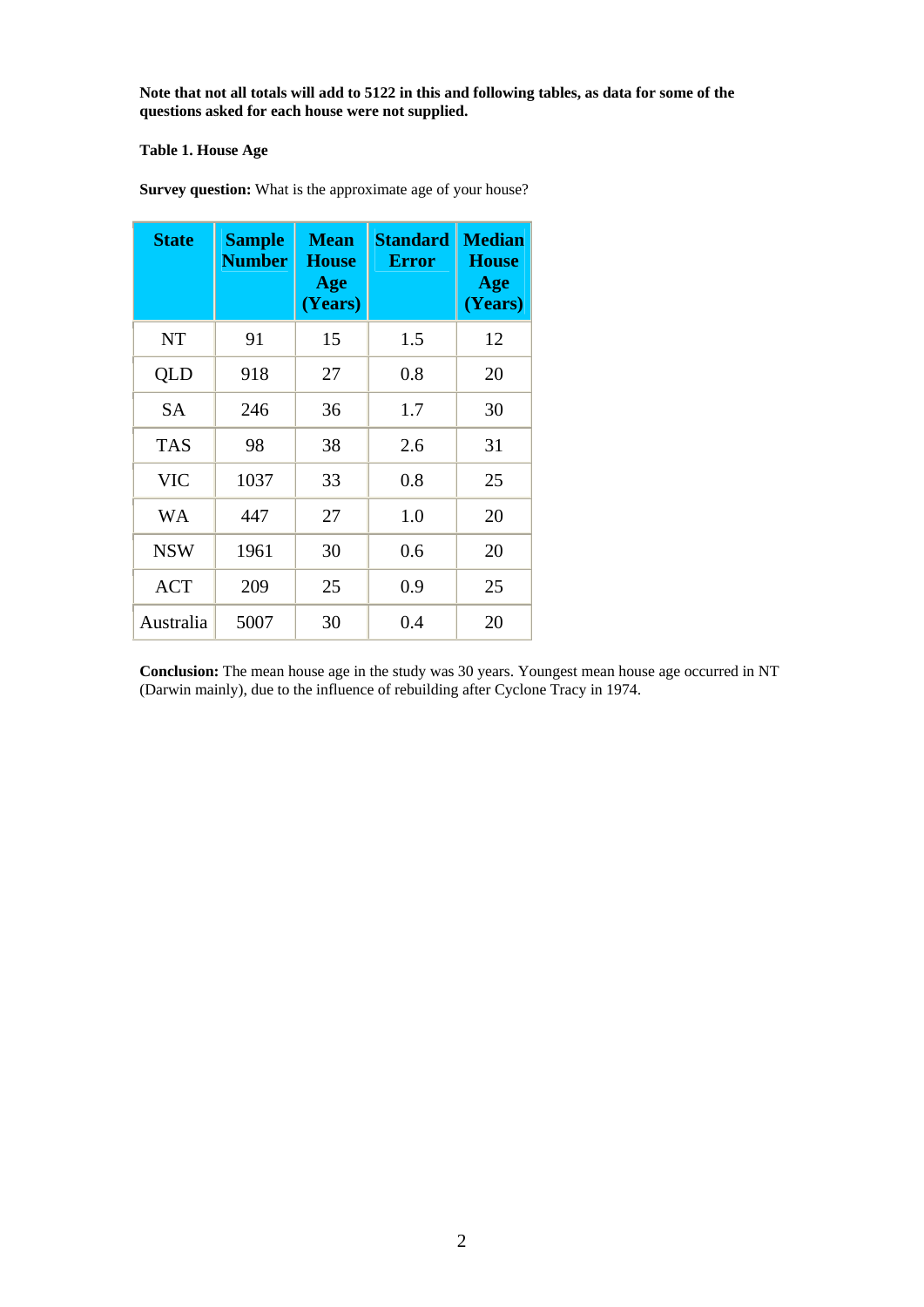**Note that not all totals will add to 5122 in this and following tables, as data for some of the questions asked for each house were not supplied.**

**Table 1. House Age**

**Survey question:** What is the approximate age of your house?

| State | Sample Number | Mean House Age (Years) | Standard Error | Median House Age (Years) |
|---|---|---|---|---|
| NT | 91 | 15 | 1.5 | 12 |
| QLD | 918 | 27 | 0.8 | 20 |
| SA | 246 | 36 | 1.7 | 30 |
| TAS | 98 | 38 | 2.6 | 31 |
| VIC | 1037 | 33 | 0.8 | 25 |
| WA | 447 | 27 | 1.0 | 20 |
| NSW | 1961 | 30 | 0.6 | 20 |
| ACT | 209 | 25 | 0.9 | 25 |
| Australia | 5007 | 30 | 0.4 | 20 |

**Conclusion:** The mean house age in the study was 30 years. Youngest mean house age occurred in NT (Darwin mainly), due to the influence of rebuilding after Cyclone Tracy in 1974.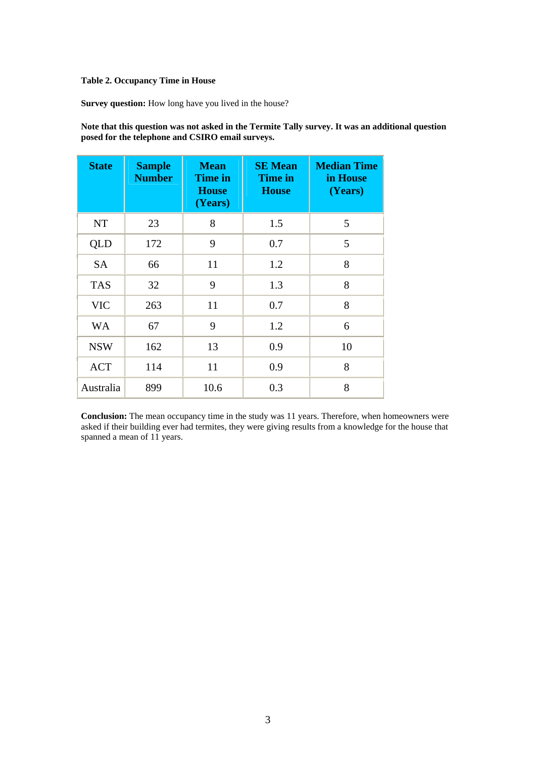**Table 2. Occupancy Time in House**

**Survey question:** How long have you lived in the house?

**Note that this question was not asked in the Termite Tally survey. It was an additional question posed for the telephone and CSIRO email surveys.**

| State | Sample Number | Mean Time in House (Years) | SE Mean Time in House | Median Time in House (Years) |
|---|---|---|---|---|
| NT | 23 | 8 | 1.5 | 5 |
| QLD | 172 | 9 | 0.7 | 5 |
| SA | 66 | 11 | 1.2 | 8 |
| TAS | 32 | 9 | 1.3 | 8 |
| VIC | 263 | 11 | 0.7 | 8 |
| WA | 67 | 9 | 1.2 | 6 |
| NSW | 162 | 13 | 0.9 | 10 |
| ACT | 114 | 11 | 0.9 | 8 |
| Australia | 899 | 10.6 | 0.3 | 8 |

**Conclusion:** The mean occupancy time in the study was 11 years. Therefore, when homeowners were asked if their building ever had termites, they were giving results from a knowledge for the house that spanned a mean of 11 years.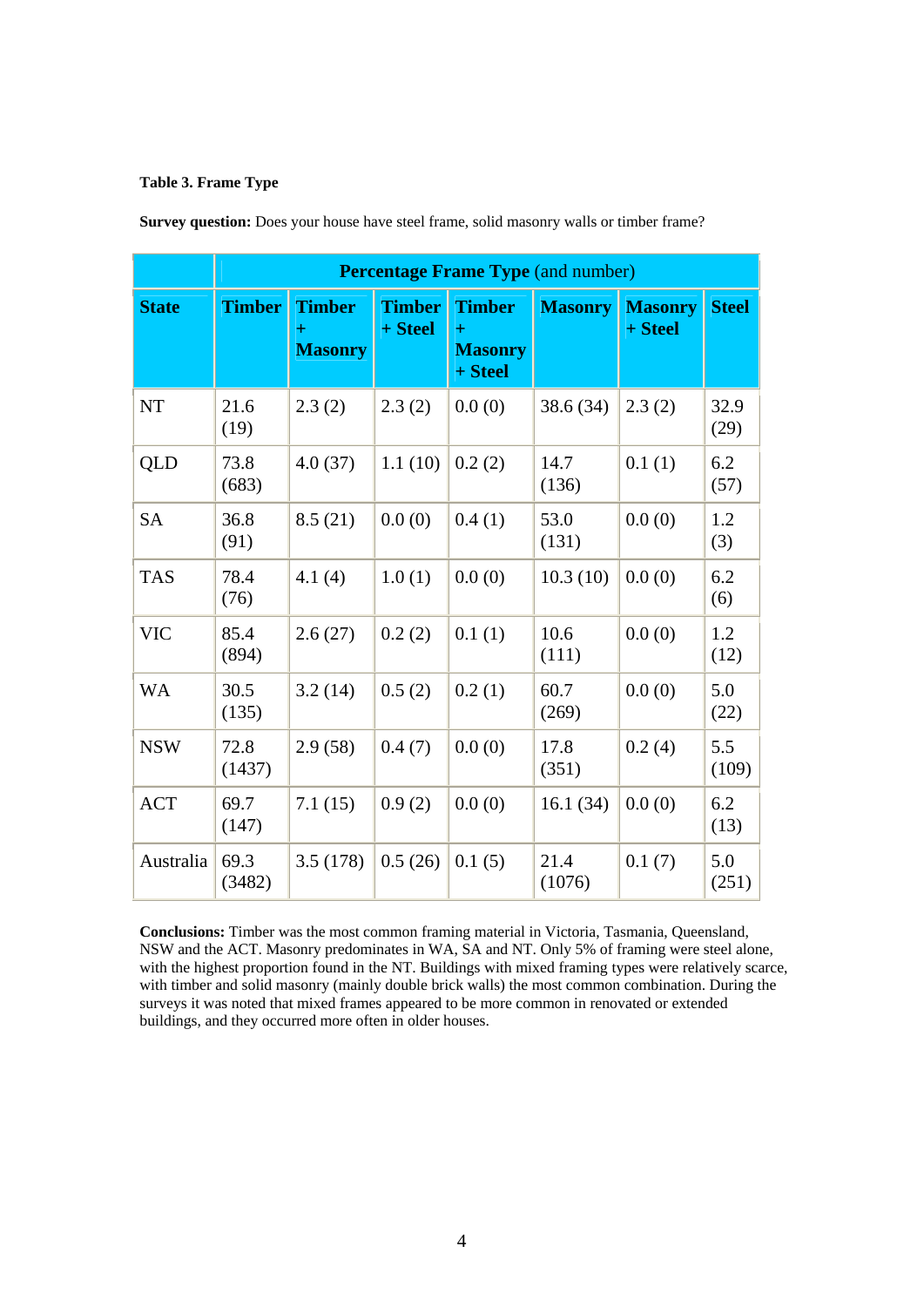**Table 3. Frame Type**

**Survey question:** Does your house have steel frame, solid masonry walls or timber frame?

| | **Percentage Frame Type** (and number) | | | | | | |
|---|---|---|---|---|---|---|---|
| **State** | **Timber** | **Timber + Masonry** | **Timber + Steel** | **Timber + Masonry + Steel** | **Masonry** | **Masonry + Steel** | **Steel** |
| NT | 21.6 (19) | 2.3 (2) | 2.3 (2) | 0.0 (0) | 38.6 (34) | 2.3 (2) | 32.9 (29) |
| QLD | 73.8 (683) | 4.0 (37) | 1.1 (10) | 0.2 (2) | 14.7 (136) | 0.1 (1) | 6.2 (57) |
| SA | 36.8 (91) | 8.5 (21) | 0.0 (0) | 0.4 (1) | 53.0 (131) | 0.0 (0) | 1.2 (3) |
| TAS | 78.4 (76) | 4.1 (4) | 1.0 (1) | 0.0 (0) | 10.3 (10) | 0.0 (0) | 6.2 (6) |
| VIC | 85.4 (894) | 2.6 (27) | 0.2 (2) | 0.1 (1) | 10.6 (111) | 0.0 (0) | 1.2 (12) |
| WA | 30.5 (135) | 3.2 (14) | 0.5 (2) | 0.2 (1) | 60.7 (269) | 0.0 (0) | 5.0 (22) |
| NSW | 72.8 (1437) | 2.9 (58) | 0.4 (7) | 0.0 (0) | 17.8 (351) | 0.2 (4) | 5.5 (109) |
| ACT | 69.7 (147) | 7.1 (15) | 0.9 (2) | 0.0 (0) | 16.1 (34) | 0.0 (0) | 6.2 (13) |
| Australia | 69.3 (3482) | 3.5 (178) | 0.5 (26) | 0.1 (5) | 21.4 (1076) | 0.1 (7) | 5.0 (251) |

**Conclusions:** Timber was the most common framing material in Victoria, Tasmania, Queensland, NSW and the ACT. Masonry predominates in WA, SA and NT. Only 5% of framing were steel alone, with the highest proportion found in the NT. Buildings with mixed framing types were relatively scarce, with timber and solid masonry (mainly double brick walls) the most common combination. During the surveys it was noted that mixed frames appeared to be more common in renovated or extended buildings, and they occurred more often in older houses.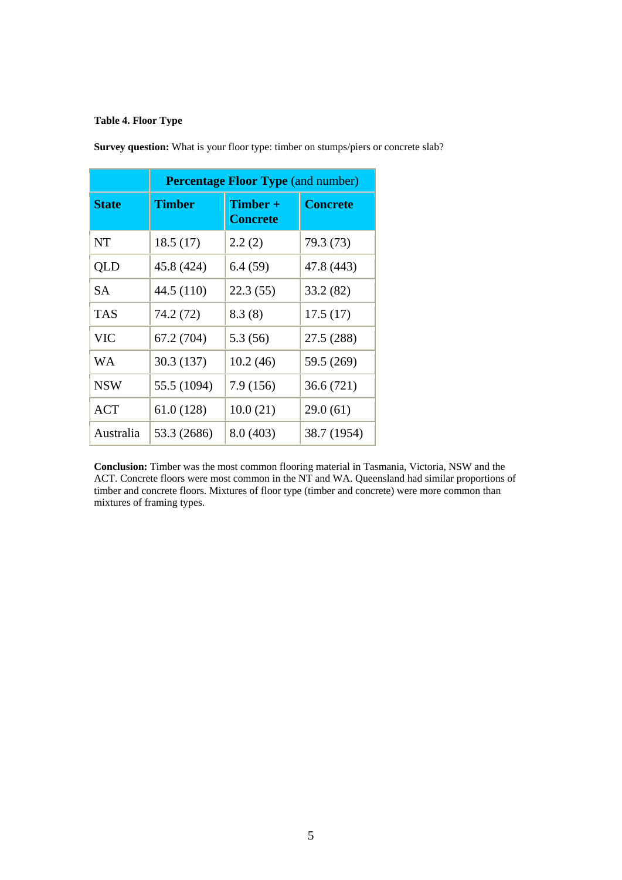**Table 4. Floor Type**

**Survey question:** What is your floor type: timber on stumps/piers or concrete slab?

| | **Percentage Floor Type** (and number) | | |
|---|---|---|---|
| **State** | **Timber** | **Timber + Concrete** | **Concrete** |
| NT | 18.5 (17) | 2.2 (2) | 79.3 (73) |
| QLD | 45.8 (424) | 6.4 (59) | 47.8 (443) |
| SA | 44.5 (110) | 22.3 (55) | 33.2 (82) |
| TAS | 74.2 (72) | 8.3 (8) | 17.5 (17) |
| VIC | 67.2 (704) | 5.3 (56) | 27.5 (288) |
| WA | 30.3 (137) | 10.2 (46) | 59.5 (269) |
| NSW | 55.5 (1094) | 7.9 (156) | 36.6 (721) |
| ACT | 61.0 (128) | 10.0 (21) | 29.0 (61) |
| Australia | 53.3 (2686) | 8.0 (403) | 38.7 (1954) |

**Conclusion:** Timber was the most common flooring material in Tasmania, Victoria, NSW and the ACT. Concrete floors were most common in the NT and WA. Queensland had similar proportions of timber and concrete floors. Mixtures of floor type (timber and concrete) were more common than mixtures of framing types.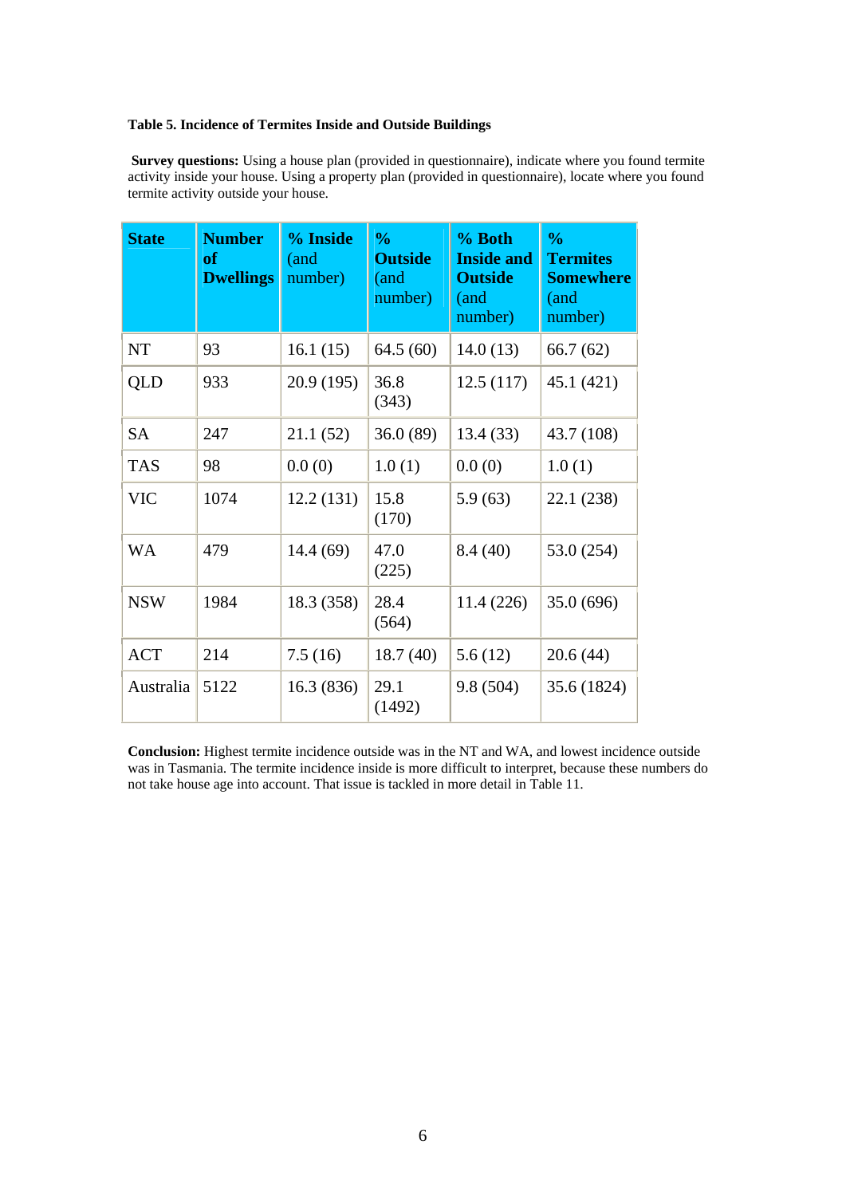**Table 5. Incidence of Termites Inside and Outside Buildings**

**Survey questions:** Using a house plan (provided in questionnaire), indicate where you found termite activity inside your house. Using a property plan (provided in questionnaire), locate where you found termite activity outside your house.

| **State** | **Number of Dwellings** | **% Inside** (and number) | **% Outside** (and number) | **% Both Inside and Outside** (and number) | **% Termites Somewhere** (and number) |
|---|---|---|---|---|---|
| NT | 93 | 16.1 (15) | 64.5 (60) | 14.0 (13) | 66.7 (62) |
| QLD | 933 | 20.9 (195) | 36.8 (343) | 12.5 (117) | 45.1 (421) |
| SA | 247 | 21.1 (52) | 36.0 (89) | 13.4 (33) | 43.7 (108) |
| TAS | 98 | 0.0 (0) | 1.0 (1) | 0.0 (0) | 1.0 (1) |
| VIC | 1074 | 12.2 (131) | 15.8 (170) | 5.9 (63) | 22.1 (238) |
| WA | 479 | 14.4 (69) | 47.0 (225) | 8.4 (40) | 53.0 (254) |
| NSW | 1984 | 18.3 (358) | 28.4 (564) | 11.4 (226) | 35.0 (696) |
| ACT | 214 | 7.5 (16) | 18.7 (40) | 5.6 (12) | 20.6 (44) |
| Australia | 5122 | 16.3 (836) | 29.1 (1492) | 9.8 (504) | 35.6 (1824) |

**Conclusion:** Highest termite incidence outside was in the NT and WA, and lowest incidence outside was in Tasmania. The termite incidence inside is more difficult to interpret, because these numbers do not take house age into account. That issue is tackled in more detail in Table 11.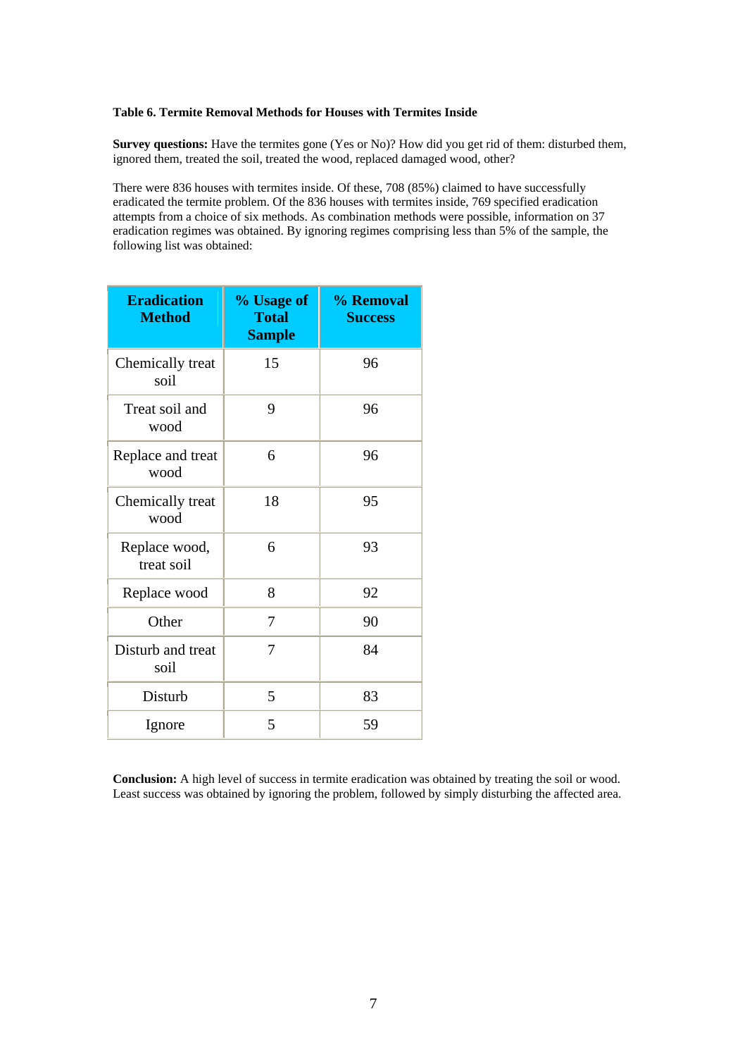**Table 6. Termite Removal Methods for Houses with Termites Inside**

**Survey questions:** Have the termites gone (Yes or No)? How did you get rid of them: disturbed them, ignored them, treated the soil, treated the wood, replaced damaged wood, other?

There were 836 houses with termites inside. Of these, 708 (85%) claimed to have successfully eradicated the termite problem. Of the 836 houses with termites inside, 769 specified eradication attempts from a choice of six methods. As combination methods were possible, information on 37 eradication regimes was obtained. By ignoring regimes comprising less than 5% of the sample, the following list was obtained:

| Eradication Method | % Usage of Total Sample | % Removal Success |
|---|---|---|
| Chemically treat soil | 15 | 96 |
| Treat soil and wood | 9 | 96 |
| Replace and treat wood | 6 | 96 |
| Chemically treat wood | 18 | 95 |
| Replace wood, treat soil | 6 | 93 |
| Replace wood | 8 | 92 |
| Other | 7 | 90 |
| Disturb and treat soil | 7 | 84 |
| Disturb | 5 | 83 |
| Ignore | 5 | 59 |

**Conclusion:** A high level of success in termite eradication was obtained by treating the soil or wood. Least success was obtained by ignoring the problem, followed by simply disturbing the affected area.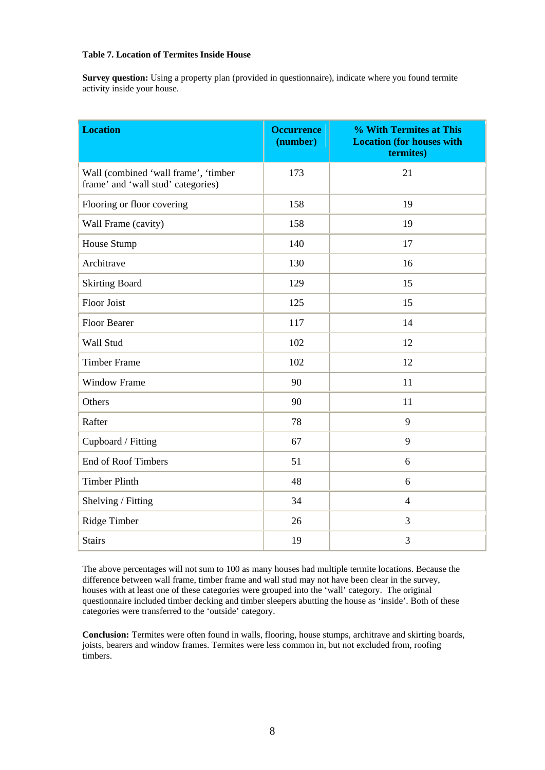**Table 7. Location of Termites Inside House**

**Survey question:** Using a property plan (provided in questionnaire), indicate where you found termite activity inside your house.

| Location | Occurrence (number) | % With Termites at This Location (for houses with termites) |
|---|---|---|
| Wall (combined 'wall frame', 'timber frame' and 'wall stud' categories) | 173 | 21 |
| Flooring or floor covering | 158 | 19 |
| Wall Frame (cavity) | 158 | 19 |
| House Stump | 140 | 17 |
| Architrave | 130 | 16 |
| Skirting Board | 129 | 15 |
| Floor Joist | 125 | 15 |
| Floor Bearer | 117 | 14 |
| Wall Stud | 102 | 12 |
| Timber Frame | 102 | 12 |
| Window Frame | 90 | 11 |
| Others | 90 | 11 |
| Rafter | 78 | 9 |
| Cupboard / Fitting | 67 | 9 |
| End of Roof Timbers | 51 | 6 |
| Timber Plinth | 48 | 6 |
| Shelving / Fitting | 34 | 4 |
| Ridge Timber | 26 | 3 |
| Stairs | 19 | 3 |

The above percentages will not sum to 100 as many houses had multiple termite locations. Because the difference between wall frame, timber frame and wall stud may not have been clear in the survey, houses with at least one of these categories were grouped into the 'wall' category. The original questionnaire included timber decking and timber sleepers abutting the house as 'inside'. Both of these categories were transferred to the 'outside' category.

**Conclusion:** Termites were often found in walls, flooring, house stumps, architrave and skirting boards, joists, bearers and window frames. Termites were less common in, but not excluded from, roofing timbers.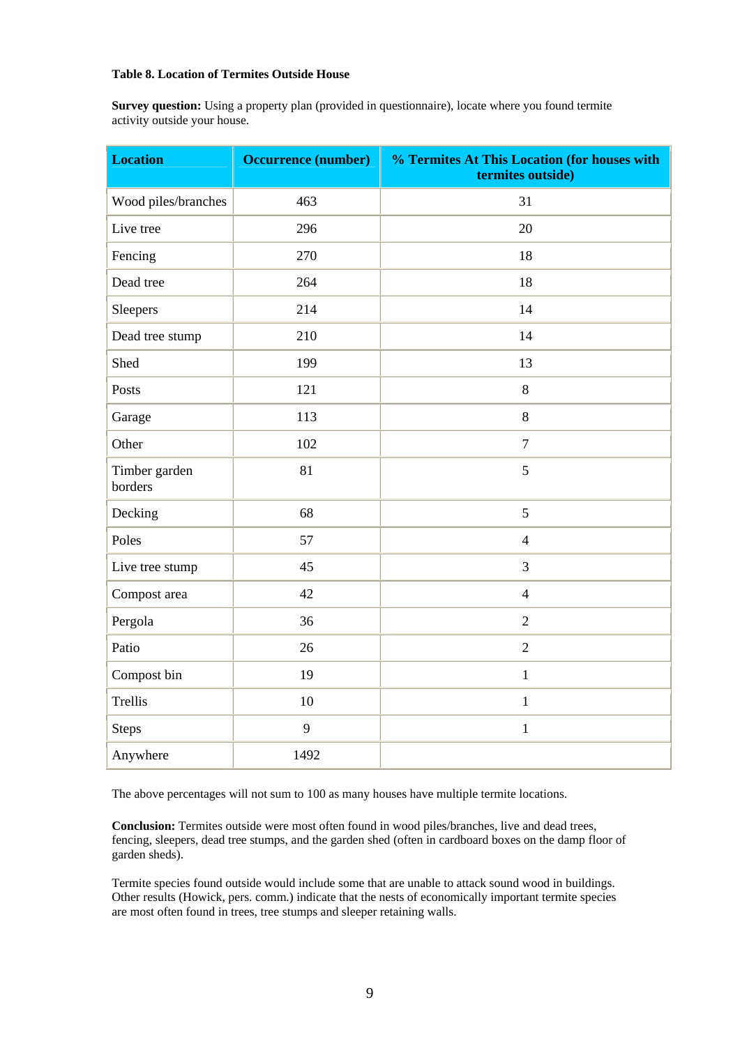**Table 8. Location of Termites Outside House**

**Survey question:** Using a property plan (provided in questionnaire), locate where you found termite activity outside your house.

| Location | Occurrence (number) | % Termites At This Location (for houses with termites outside) |
|---|---|---|
| Wood piles/branches | 463 | 31 |
| Live tree | 296 | 20 |
| Fencing | 270 | 18 |
| Dead tree | 264 | 18 |
| Sleepers | 214 | 14 |
| Dead tree stump | 210 | 14 |
| Shed | 199 | 13 |
| Posts | 121 | 8 |
| Garage | 113 | 8 |
| Other | 102 | 7 |
| Timber garden borders | 81 | 5 |
| Decking | 68 | 5 |
| Poles | 57 | 4 |
| Live tree stump | 45 | 3 |
| Compost area | 42 | 4 |
| Pergola | 36 | 2 |
| Patio | 26 | 2 |
| Compost bin | 19 | 1 |
| Trellis | 10 | 1 |
| Steps | 9 | 1 |
| Anywhere | 1492 | |

The above percentages will not sum to 100 as many houses have multiple termite locations.

**Conclusion:** Termites outside were most often found in wood piles/branches, live and dead trees, fencing, sleepers, dead tree stumps, and the garden shed (often in cardboard boxes on the damp floor of garden sheds).

Termite species found outside would include some that are unable to attack sound wood in buildings. Other results (Howick, pers. comm.) indicate that the nests of economically important termite species are most often found in trees, tree stumps and sleeper retaining walls.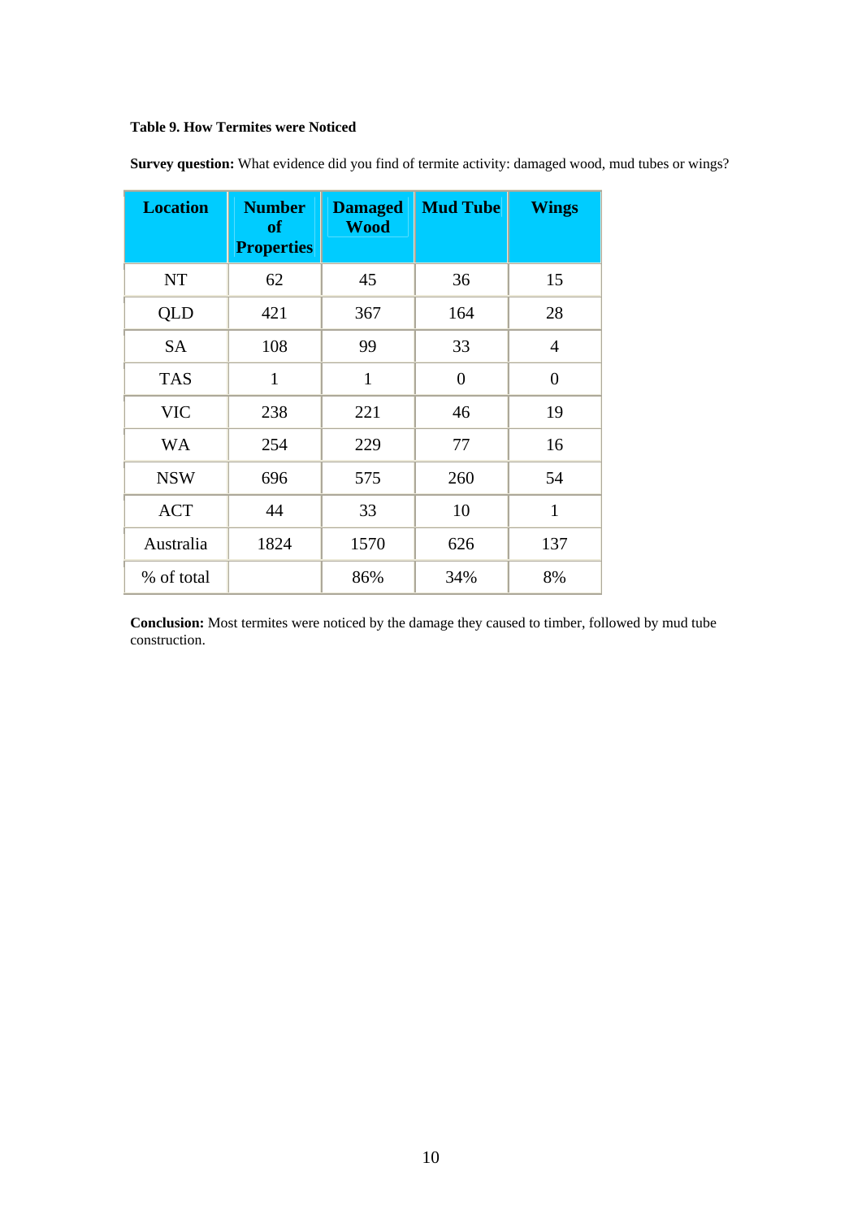**Table 9. How Termites were Noticed**

**Survey question:** What evidence did you find of termite activity: damaged wood, mud tubes or wings?

| Location | Number of Properties | Damaged Wood | Mud Tube | Wings |
|---|---|---|---|---|
| NT | 62 | 45 | 36 | 15 |
| QLD | 421 | 367 | 164 | 28 |
| SA | 108 | 99 | 33 | 4 |
| TAS | 1 | 1 | 0 | 0 |
| VIC | 238 | 221 | 46 | 19 |
| WA | 254 | 229 | 77 | 16 |
| NSW | 696 | 575 | 260 | 54 |
| ACT | 44 | 33 | 10 | 1 |
| Australia | 1824 | 1570 | 626 | 137 |
| % of total | | 86% | 34% | 8% |

**Conclusion:** Most termites were noticed by the damage they caused to timber, followed by mud tube construction.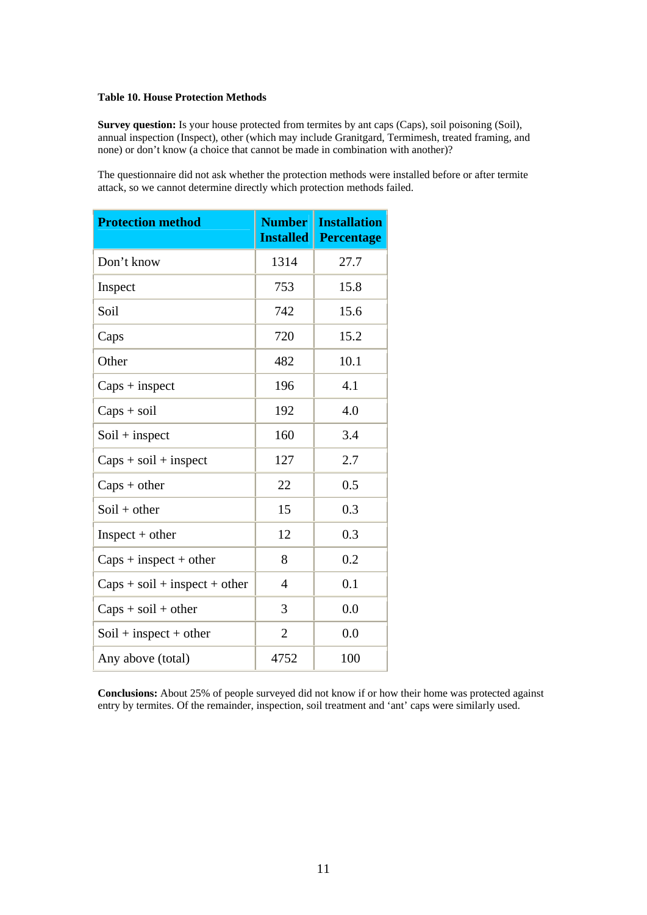**Table 10. House Protection Methods**

**Survey question:** Is your house protected from termites by ant caps (Caps), soil poisoning (Soil), annual inspection (Inspect), other (which may include Granitgard, Termimesh, treated framing, and none) or don't know (a choice that cannot be made in combination with another)?

The questionnaire did not ask whether the protection methods were installed before or after termite attack, so we cannot determine directly which protection methods failed.

| Protection method | Number Installed | Installation Percentage |
|---|---|---|
| Don't know | 1314 | 27.7 |
| Inspect | 753 | 15.8 |
| Soil | 742 | 15.6 |
| Caps | 720 | 15.2 |
| Other | 482 | 10.1 |
| Caps + inspect | 196 | 4.1 |
| Caps + soil | 192 | 4.0 |
| Soil + inspect | 160 | 3.4 |
| Caps + soil + inspect | 127 | 2.7 |
| Caps + other | 22 | 0.5 |
| Soil + other | 15 | 0.3 |
| Inspect + other | 12 | 0.3 |
| Caps + inspect + other | 8 | 0.2 |
| Caps + soil + inspect + other | 4 | 0.1 |
| Caps + soil + other | 3 | 0.0 |
| Soil + inspect + other | 2 | 0.0 |
| Any above (total) | 4752 | 100 |

**Conclusions:** About 25% of people surveyed did not know if or how their home was protected against entry by termites. Of the remainder, inspection, soil treatment and 'ant' caps were similarly used.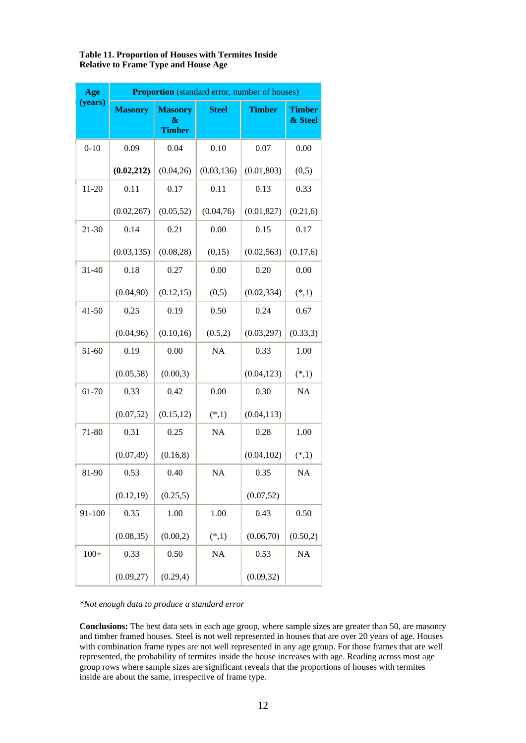**Table 11. Proportion of Houses with Termites Inside Relative to Frame Type and House Age**

| Age (years) | **Proportion** (standard error, number of houses) | | | | |
|---|---|---|---|---|---|
| | **Masonry** | **Masonry & Timber** | **Steel** | **Timber** | **Timber & Steel** |
| 0-10 | 0.09 **(0.02,212)** | 0.04 (0.04,26) | 0.10 (0.03,136) | 0.07 (0.01,803) | 0.00 (0,5) |
| 11-20 | 0.11 (0.02,267) | 0.17 (0.05,52) | 0.11 (0.04,76) | 0.13 (0.01,827) | 0.33 (0.21,6) |
| 21-30 | 0.14 (0.03,135) | 0.21 (0.08,28) | 0.00 (0,15) | 0.15 (0.02,563) | 0.17 (0.17,6) |
| 31-40 | 0.18 (0.04,90) | 0.27 (0.12,15) | 0.00 (0,5) | 0.20 (0.02,334) | 0.00 (*,1) |
| 41-50 | 0.25 (0.04,96) | 0.19 (0.10,16) | 0.50 (0.5,2) | 0.24 (0.03,297) | 0.67 (0.33,3) |
| 51-60 | 0.19 (0.05,58) | 0.00 (0.00,3) | NA | 0.33 (0.04,123) | 1.00 (*,1) |
| 61-70 | 0.33 (0.07,52) | 0.42 (0.15,12) | 0.00 (*,1) | 0.30 (0.04,113) | NA |
| 71-80 | 0.31 (0.07,49) | 0.25 (0.16,8) | NA | 0.28 (0.04,102) | 1.00 (*,1) |
| 81-90 | 0.53 (0.12,19) | 0.40 (0.25,5) | NA | 0.35 (0.07,52) | NA |
| 91-100 | 0.35 (0.08,35) | 1.00 (0.00,2) | 1.00 (*,1) | 0.43 (0.06,70) | 0.50 (0.50,2) |
| 100+ | 0.33 (0.09,27) | 0.50 (0.29,4) | NA | 0.53 (0.09,32) | NA |

*\*Not enough data to produce a standard error*

**Conclusions:** The best data sets in each age group, where sample sizes are greater than 50, are masonry and timber framed houses. Steel is not well represented in houses that are over 20 years of age. Houses with combination frame types are not well represented in any age group. For those frames that are well represented, the probability of termites inside the house increases with age. Reading across most age group rows where sample sizes are significant reveals that the proportions of houses with termites inside are about the same, irrespective of frame type.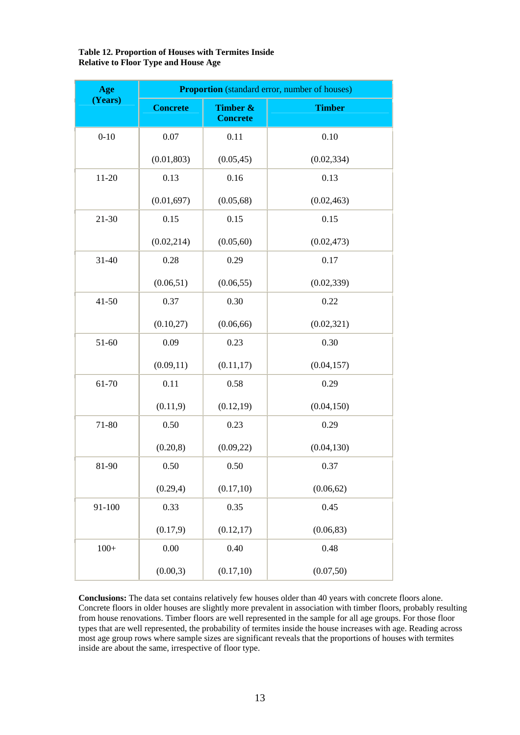**Table 12. Proportion of Houses with Termites Inside Relative to Floor Type and House Age**

| Age (Years) | Proportion (standard error, number of houses) | | |
|---|---|---|---|
| | Concrete | Timber & Concrete | Timber |
| 0-10 | 0.07<br>(0.01,803) | 0.11<br>(0.05,45) | 0.10<br>(0.02,334) |
| 11-20 | 0.13<br>(0.01,697) | 0.16<br>(0.05,68) | 0.13<br>(0.02,463) |
| 21-30 | 0.15<br>(0.02,214) | 0.15<br>(0.05,60) | 0.15<br>(0.02,473) |
| 31-40 | 0.28<br>(0.06,51) | 0.29<br>(0.06,55) | 0.17<br>(0.02,339) |
| 41-50 | 0.37<br>(0.10,27) | 0.30<br>(0.06,66) | 0.22<br>(0.02,321) |
| 51-60 | 0.09<br>(0.09,11) | 0.23<br>(0.11,17) | 0.30<br>(0.04,157) |
| 61-70 | 0.11<br>(0.11,9) | 0.58<br>(0.12,19) | 0.29<br>(0.04,150) |
| 71-80 | 0.50<br>(0.20,8) | 0.23<br>(0.09,22) | 0.29<br>(0.04,130) |
| 81-90 | 0.50<br>(0.29,4) | 0.50<br>(0.17,10) | 0.37<br>(0.06,62) |
| 91-100 | 0.33<br>(0.17,9) | 0.35<br>(0.12,17) | 0.45<br>(0.06,83) |
| 100+ | 0.00<br>(0.00,3) | 0.40<br>(0.17,10) | 0.48<br>(0.07,50) |

**Conclusions:** The data set contains relatively few houses older than 40 years with concrete floors alone. Concrete floors in older houses are slightly more prevalent in association with timber floors, probably resulting from house renovations. Timber floors are well represented in the sample for all age groups. For those floor types that are well represented, the probability of termites inside the house increases with age. Reading across most age group rows where sample sizes are significant reveals that the proportions of houses with termites inside are about the same, irrespective of floor type.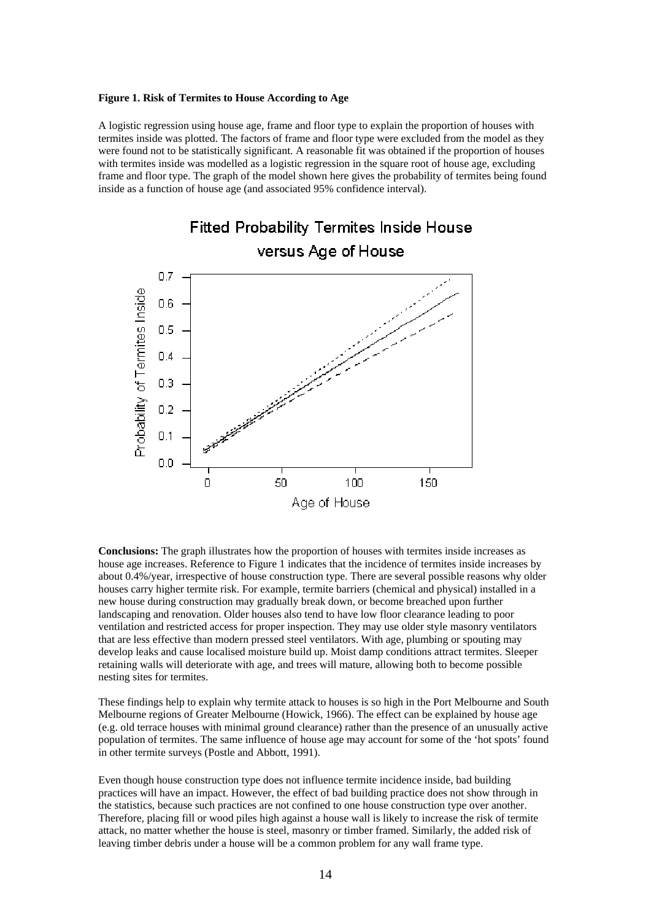**Figure 1. Risk of Termites to House According to Age**

A logistic regression using house age, frame and floor type to explain the proportion of houses with termites inside was plotted. The factors of frame and floor type were excluded from the model as they were found not to be statistically significant. A reasonable fit was obtained if the proportion of houses with termites inside was modelled as a logistic regression in the square root of house age, excluding frame and floor type. The graph of the model shown here gives the probability of termites being found inside as a function of house age (and associated 95% confidence interval).

**Conclusions:** The graph illustrates how the proportion of houses with termites inside increases as house age increases. Reference to Figure 1 indicates that the incidence of termites inside increases by about 0.4%/year, irrespective of house construction type. There are several possible reasons why older houses carry higher termite risk. For example, termite barriers (chemical and physical) installed in a new house during construction may gradually break down, or become breached upon further landscaping and renovation. Older houses also tend to have low floor clearance leading to poor ventilation and restricted access for proper inspection. They may use older style masonry ventilators that are less effective than modern pressed steel ventilators. With age, plumbing or spouting may develop leaks and cause localised moisture build up. Moist damp conditions attract termites. Sleeper retaining walls will deteriorate with age, and trees will mature, allowing both to become possible nesting sites for termites.

These findings help to explain why termite attack to houses is so high in the Port Melbourne and South Melbourne regions of Greater Melbourne (Howick, 1966). The effect can be explained by house age (e.g. old terrace houses with minimal ground clearance) rather than the presence of an unusually active population of termites. The same influence of house age may account for some of the 'hot spots' found in other termite surveys (Postle and Abbott, 1991).

Even though house construction type does not influence termite incidence inside, bad building practices will have an impact. However, the effect of bad building practice does not show through in the statistics, because such practices are not confined to one house construction type over another. Therefore, placing fill or wood piles high against a house wall is likely to increase the risk of termite attack, no matter whether the house is steel, masonry or timber framed. Similarly, the added risk of leaving timber debris under a house will be a common problem for any wall frame type.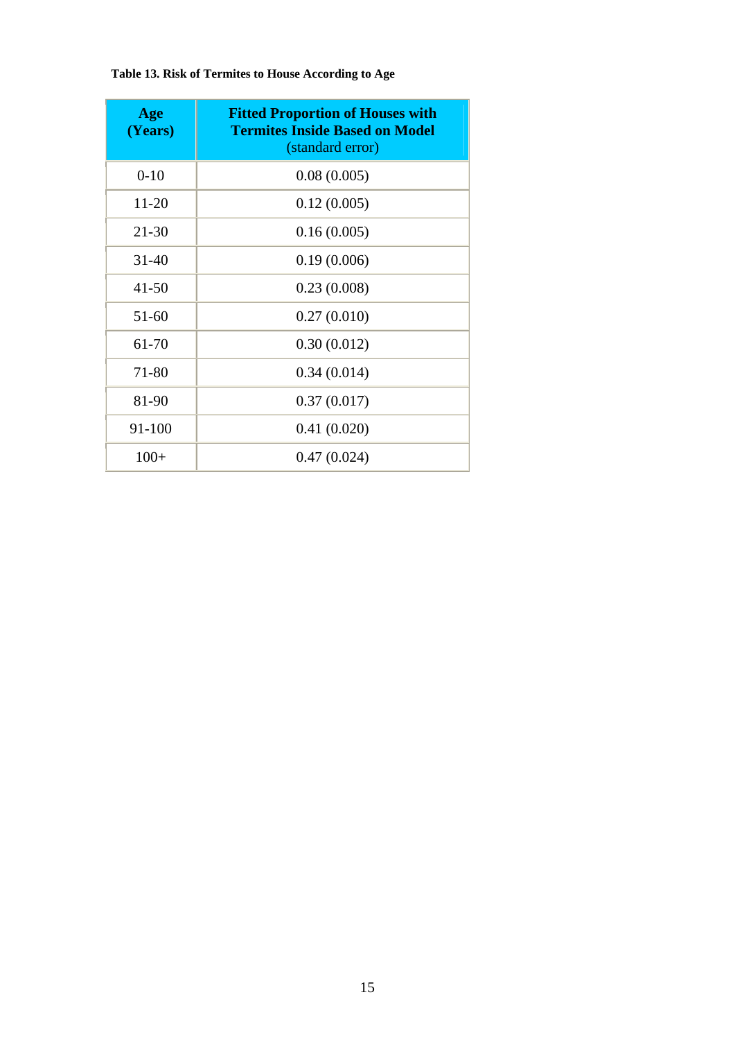**Table 13. Risk of Termites to House According to Age**

| Age (Years) | Fitted Proportion of Houses with Termites Inside Based on Model (standard error) |
|---|---|
| 0-10 | 0.08 (0.005) |
| 11-20 | 0.12 (0.005) |
| 21-30 | 0.16 (0.005) |
| 31-40 | 0.19 (0.006) |
| 41-50 | 0.23 (0.008) |
| 51-60 | 0.27 (0.010) |
| 61-70 | 0.30 (0.012) |
| 71-80 | 0.34 (0.014) |
| 81-90 | 0.37 (0.017) |
| 91-100 | 0.41 (0.020) |
| 100+ | 0.47 (0.024) |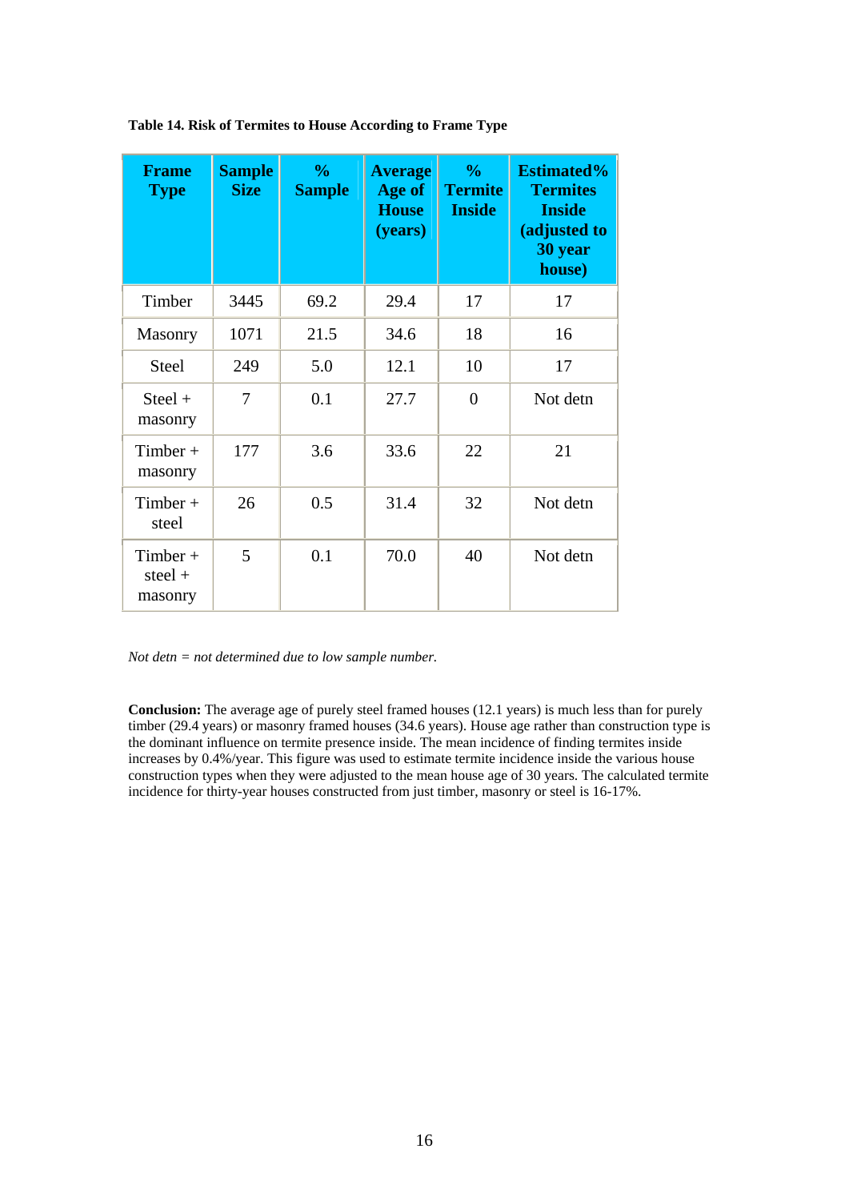**Table 14. Risk of Termites to House According to Frame Type**

| Frame Type | Sample Size | % Sample | Average Age of House (years) | % Termite Inside | Estimated% Termites Inside (adjusted to 30 year house) |
|---|---|---|---|---|---|
| Timber | 3445 | 69.2 | 29.4 | 17 | 17 |
| Masonry | 1071 | 21.5 | 34.6 | 18 | 16 |
| Steel | 249 | 5.0 | 12.1 | 10 | 17 |
| Steel + masonry | 7 | 0.1 | 27.7 | 0 | Not detn |
| Timber + masonry | 177 | 3.6 | 33.6 | 22 | 21 |
| Timber + steel | 26 | 0.5 | 31.4 | 32 | Not detn |
| Timber + steel + masonry | 5 | 0.1 | 70.0 | 40 | Not detn |

*Not detn = not determined due to low sample number.*

**Conclusion:** The average age of purely steel framed houses (12.1 years) is much less than for purely timber (29.4 years) or masonry framed houses (34.6 years). House age rather than construction type is the dominant influence on termite presence inside. The mean incidence of finding termites inside increases by 0.4%/year. This figure was used to estimate termite incidence inside the various house construction types when they were adjusted to the mean house age of 30 years. The calculated termite incidence for thirty-year houses constructed from just timber, masonry or steel is 16-17%.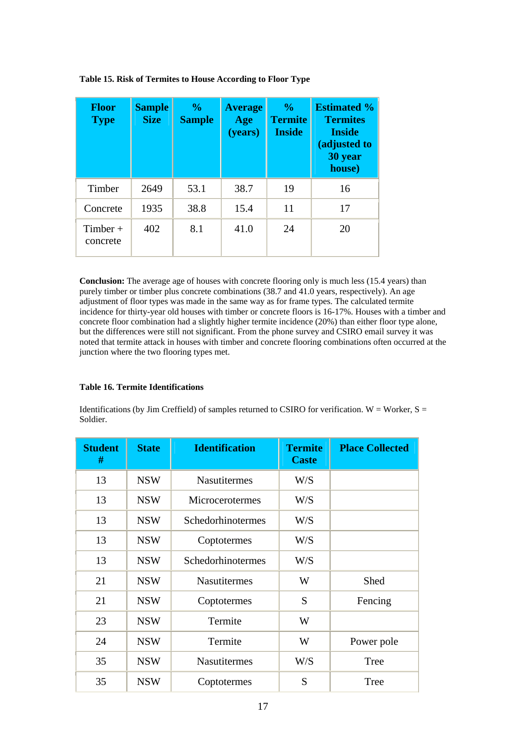**Table 15. Risk of Termites to House According to Floor Type**

| Floor Type | Sample Size | % Sample | Average Age (years) | % Termite Inside | Estimated % Termites Inside (adjusted to 30 year house) |
|---|---|---|---|---|---|
| Timber | 2649 | 53.1 | 38.7 | 19 | 16 |
| Concrete | 1935 | 38.8 | 15.4 | 11 | 17 |
| Timber + concrete | 402 | 8.1 | 41.0 | 24 | 20 |

**Conclusion:** The average age of houses with concrete flooring only is much less (15.4 years) than purely timber or timber plus concrete combinations (38.7 and 41.0 years, respectively). An age adjustment of floor types was made in the same way as for frame types. The calculated termite incidence for thirty-year old houses with timber or concrete floors is 16-17%. Houses with a timber and concrete floor combination had a slightly higher termite incidence (20%) than either floor type alone, but the differences were still not significant. From the phone survey and CSIRO email survey it was noted that termite attack in houses with timber and concrete flooring combinations often occurred at the junction where the two flooring types met.

**Table 16. Termite Identifications**

Identifications (by Jim Creffield) of samples returned to CSIRO for verification. W = Worker, S = Soldier.

| Student # | State | Identification | Termite Caste | Place Collected |
|---|---|---|---|---|
| 13 | NSW | Nasutitermes | W/S | |
| 13 | NSW | Microcerotermes | W/S | |
| 13 | NSW | Schedorhinotermes | W/S | |
| 13 | NSW | Coptotermes | W/S | |
| 13 | NSW | Schedorhinotermes | W/S | |
| 21 | NSW | Nasutitermes | W | Shed |
| 21 | NSW | Coptotermes | S | Fencing |
| 23 | NSW | Termite | W | |
| 24 | NSW | Termite | W | Power pole |
| 35 | NSW | Nasutitermes | W/S | Tree |
| 35 | NSW | Coptotermes | S | Tree |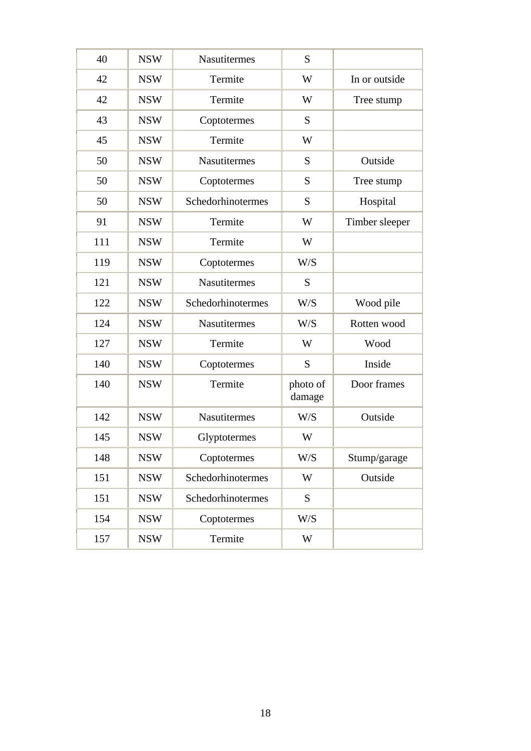| 40 | NSW | Nasutitermes | S | |
|---|---|---|---|---|
| 42 | NSW | Termite | W | In or outside |
| 42 | NSW | Termite | W | Tree stump |
| 43 | NSW | Coptotermes | S | |
| 45 | NSW | Termite | W | |
| 50 | NSW | Nasutitermes | S | Outside |
| 50 | NSW | Coptotermes | S | Tree stump |
| 50 | NSW | Schedorhinotermes | S | Hospital |
| 91 | NSW | Termite | W | Timber sleeper |
| 111 | NSW | Termite | W | |
| 119 | NSW | Coptotermes | W/S | |
| 121 | NSW | Nasutitermes | S | |
| 122 | NSW | Schedorhinotermes | W/S | Wood pile |
| 124 | NSW | Nasutitermes | W/S | Rotten wood |
| 127 | NSW | Termite | W | Wood |
| 140 | NSW | Coptotermes | S | Inside |
| 140 | NSW | Termite | photo of damage | Door frames |
| 142 | NSW | Nasutitermes | W/S | Outside |
| 145 | NSW | Glyptotermes | W | |
| 148 | NSW | Coptotermes | W/S | Stump/garage |
| 151 | NSW | Schedorhinotermes | W | Outside |
| 151 | NSW | Schedorhinotermes | S | |
| 154 | NSW | Coptotermes | W/S | |
| 157 | NSW | Termite | W | |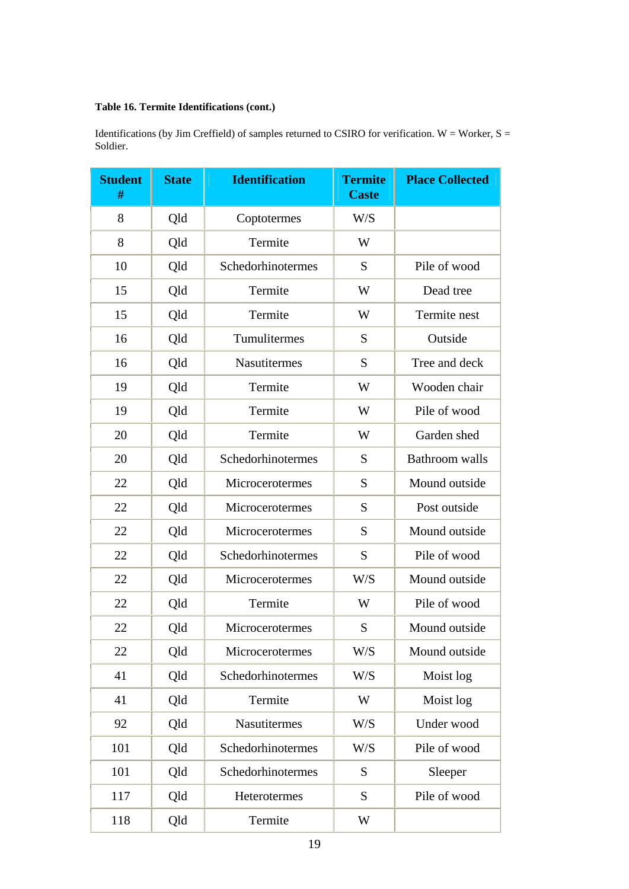**Table 16. Termite Identifications (cont.)**

Identifications (by Jim Creffield) of samples returned to CSIRO for verification. W = Worker, S = Soldier.

| Student # | State | Identification | Termite Caste | Place Collected |
|---|---|---|---|---|
| 8 | Qld | Coptotermes | W/S | |
| 8 | Qld | Termite | W | |
| 10 | Qld | Schedorhinotermes | S | Pile of wood |
| 15 | Qld | Termite | W | Dead tree |
| 15 | Qld | Termite | W | Termite nest |
| 16 | Qld | Tumulitermes | S | Outside |
| 16 | Qld | Nasutitermes | S | Tree and deck |
| 19 | Qld | Termite | W | Wooden chair |
| 19 | Qld | Termite | W | Pile of wood |
| 20 | Qld | Termite | W | Garden shed |
| 20 | Qld | Schedorhinotermes | S | Bathroom walls |
| 22 | Qld | Microcerotermes | S | Mound outside |
| 22 | Qld | Microcerotermes | S | Post outside |
| 22 | Qld | Microcerotermes | S | Mound outside |
| 22 | Qld | Schedorhinotermes | S | Pile of wood |
| 22 | Qld | Microcerotermes | W/S | Mound outside |
| 22 | Qld | Termite | W | Pile of wood |
| 22 | Qld | Microcerotermes | S | Mound outside |
| 22 | Qld | Microcerotermes | W/S | Mound outside |
| 41 | Qld | Schedorhinotermes | W/S | Moist log |
| 41 | Qld | Termite | W | Moist log |
| 92 | Qld | Nasutitermes | W/S | Under wood |
| 101 | Qld | Schedorhinotermes | W/S | Pile of wood |
| 101 | Qld | Schedorhinotermes | S | Sleeper |
| 117 | Qld | Heterotermes | S | Pile of wood |
| 118 | Qld | Termite | W | |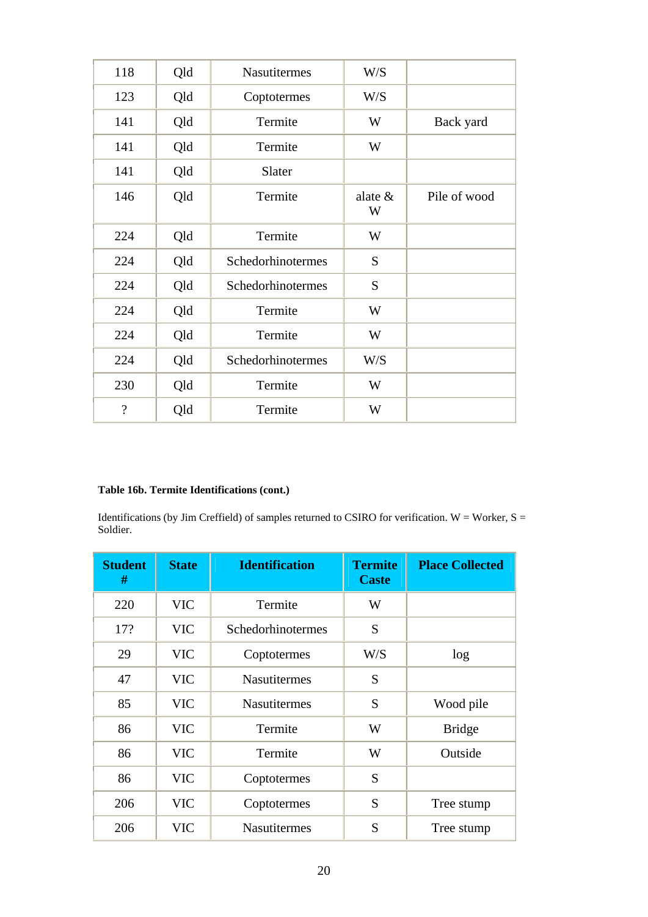| | | | | |
|---|---|---|---|---|
| 118 | Qld | Nasutitermes | W/S | |
| 123 | Qld | Coptotermes | W/S | |
| 141 | Qld | Termite | W | Back yard |
| 141 | Qld | Termite | W | |
| 141 | Qld | Slater | | |
| 146 | Qld | Termite | alate & W | Pile of wood |
| 224 | Qld | Termite | W | |
| 224 | Qld | Schedorhinotermes | S | |
| 224 | Qld | Schedorhinotermes | S | |
| 224 | Qld | Termite | W | |
| 224 | Qld | Termite | W | |
| 224 | Qld | Schedorhinotermes | W/S | |
| 230 | Qld | Termite | W | |
| ? | Qld | Termite | W | |

**Table 16b. Termite Identifications (cont.)**

Identifications (by Jim Creffield) of samples returned to CSIRO for verification. W = Worker, S = Soldier.

| Student # | State | Identification | Termite Caste | Place Collected |
|---|---|---|---|---|
| 220 | VIC | Termite | W | |
| 17? | VIC | Schedorhinotermes | S | |
| 29 | VIC | Coptotermes | W/S | log |
| 47 | VIC | Nasutitermes | S | |
| 85 | VIC | Nasutitermes | S | Wood pile |
| 86 | VIC | Termite | W | Bridge |
| 86 | VIC | Termite | W | Outside |
| 86 | VIC | Coptotermes | S | |
| 206 | VIC | Coptotermes | S | Tree stump |
| 206 | VIC | Nasutitermes | S | Tree stump |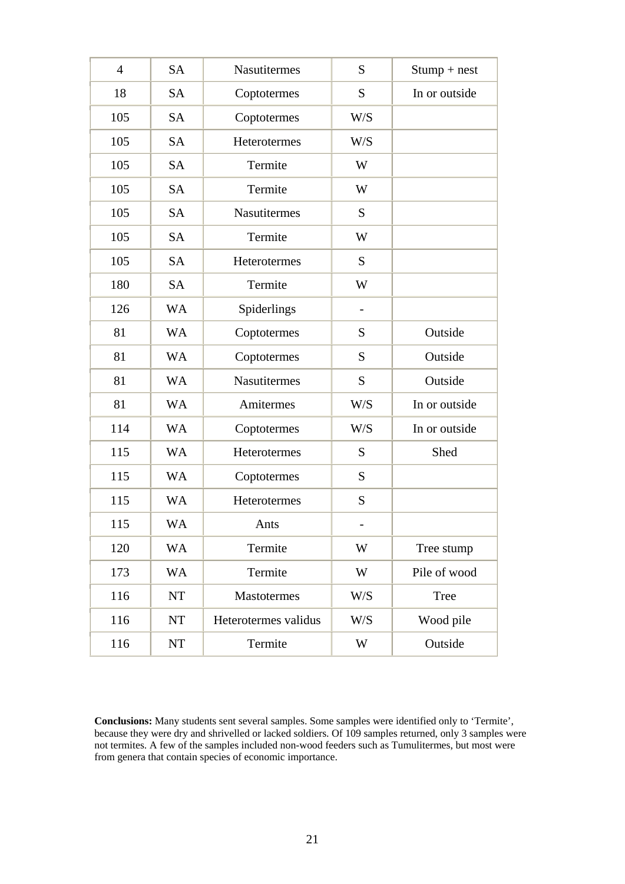| 4 | SA | Nasutitermes | S | Stump + nest |
|---|---|---|---|---|
| 18 | SA | Coptotermes | S | In or outside |
| 105 | SA | Coptotermes | W/S | |
| 105 | SA | Heterotermes | W/S | |
| 105 | SA | Termite | W | |
| 105 | SA | Termite | W | |
| 105 | SA | Nasutitermes | S | |
| 105 | SA | Termite | W | |
| 105 | SA | Heterotermes | S | |
| 180 | SA | Termite | W | |
| 126 | WA | Spiderlings | - | |
| 81 | WA | Coptotermes | S | Outside |
| 81 | WA | Coptotermes | S | Outside |
| 81 | WA | Nasutitermes | S | Outside |
| 81 | WA | Amitermes | W/S | In or outside |
| 114 | WA | Coptotermes | W/S | In or outside |
| 115 | WA | Heterotermes | S | Shed |
| 115 | WA | Coptotermes | S | |
| 115 | WA | Heterotermes | S | |
| 115 | WA | Ants | - | |
| 120 | WA | Termite | W | Tree stump |
| 173 | WA | Termite | W | Pile of wood |
| 116 | NT | Mastotermes | W/S | Tree |
| 116 | NT | Heterotermes validus | W/S | Wood pile |
| 116 | NT | Termite | W | Outside |

**Conclusions:** Many students sent several samples. Some samples were identified only to 'Termite', because they were dry and shrivelled or lacked soldiers. Of 109 samples returned, only 3 samples were not termites. A few of the samples included non-wood feeders such as Tumulitermes, but most were from genera that contain species of economic importance.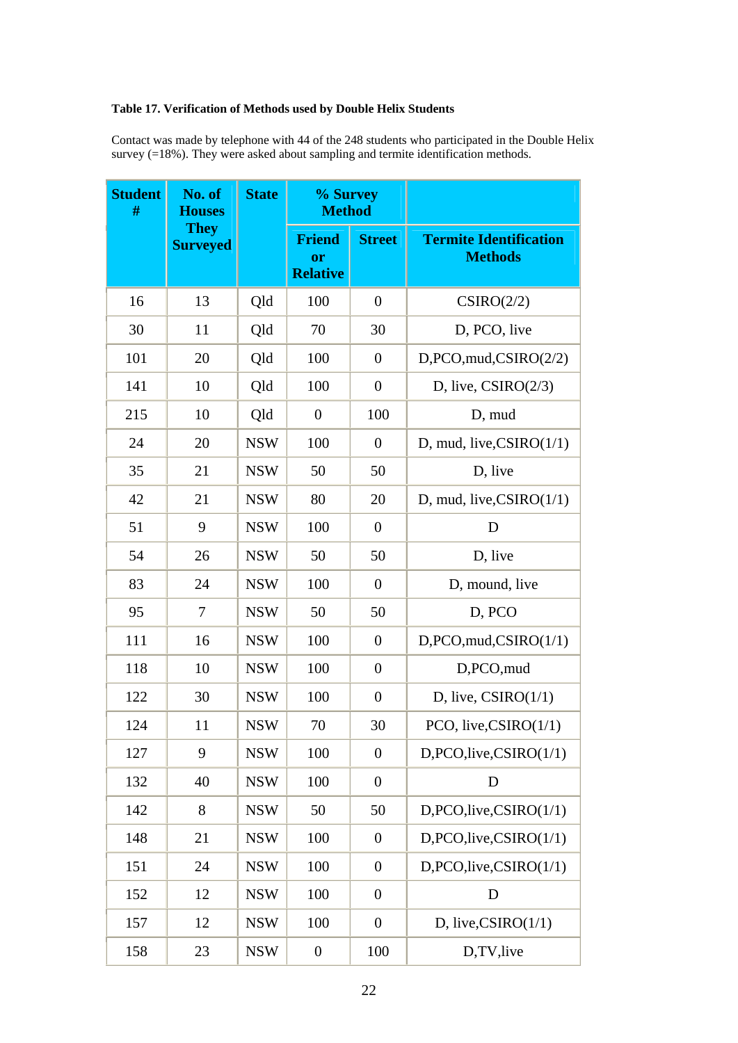**Table 17. Verification of Methods used by Double Helix Students**

Contact was made by telephone with 44 of the 248 students who participated in the Double Helix survey (=18%). They were asked about sampling and termite identification methods.

| Student # | No. of Houses They Surveyed | State | % Survey Method | | |
|---|---|---|---|---|---|
| | | | Friend or Relative | Street | Termite Identification Methods |
| 16 | 13 | Qld | 100 | 0 | CSIRO(2/2) |
| 30 | 11 | Qld | 70 | 30 | D, PCO, live |
| 101 | 20 | Qld | 100 | 0 | D,PCO,mud,CSIRO(2/2) |
| 141 | 10 | Qld | 100 | 0 | D, live, CSIRO(2/3) |
| 215 | 10 | Qld | 0 | 100 | D, mud |
| 24 | 20 | NSW | 100 | 0 | D, mud, live,CSIRO(1/1) |
| 35 | 21 | NSW | 50 | 50 | D, live |
| 42 | 21 | NSW | 80 | 20 | D, mud, live,CSIRO(1/1) |
| 51 | 9 | NSW | 100 | 0 | D |
| 54 | 26 | NSW | 50 | 50 | D, live |
| 83 | 24 | NSW | 100 | 0 | D, mound, live |
| 95 | 7 | NSW | 50 | 50 | D, PCO |
| 111 | 16 | NSW | 100 | 0 | D,PCO,mud,CSIRO(1/1) |
| 118 | 10 | NSW | 100 | 0 | D,PCO,mud |
| 122 | 30 | NSW | 100 | 0 | D, live, CSIRO(1/1) |
| 124 | 11 | NSW | 70 | 30 | PCO, live,CSIRO(1/1) |
| 127 | 9 | NSW | 100 | 0 | D,PCO,live,CSIRO(1/1) |
| 132 | 40 | NSW | 100 | 0 | D |
| 142 | 8 | NSW | 50 | 50 | D,PCO,live,CSIRO(1/1) |
| 148 | 21 | NSW | 100 | 0 | D,PCO,live,CSIRO(1/1) |
| 151 | 24 | NSW | 100 | 0 | D,PCO,live,CSIRO(1/1) |
| 152 | 12 | NSW | 100 | 0 | D |
| 157 | 12 | NSW | 100 | 0 | D, live,CSIRO(1/1) |
| 158 | 23 | NSW | 0 | 100 | D,TV,live |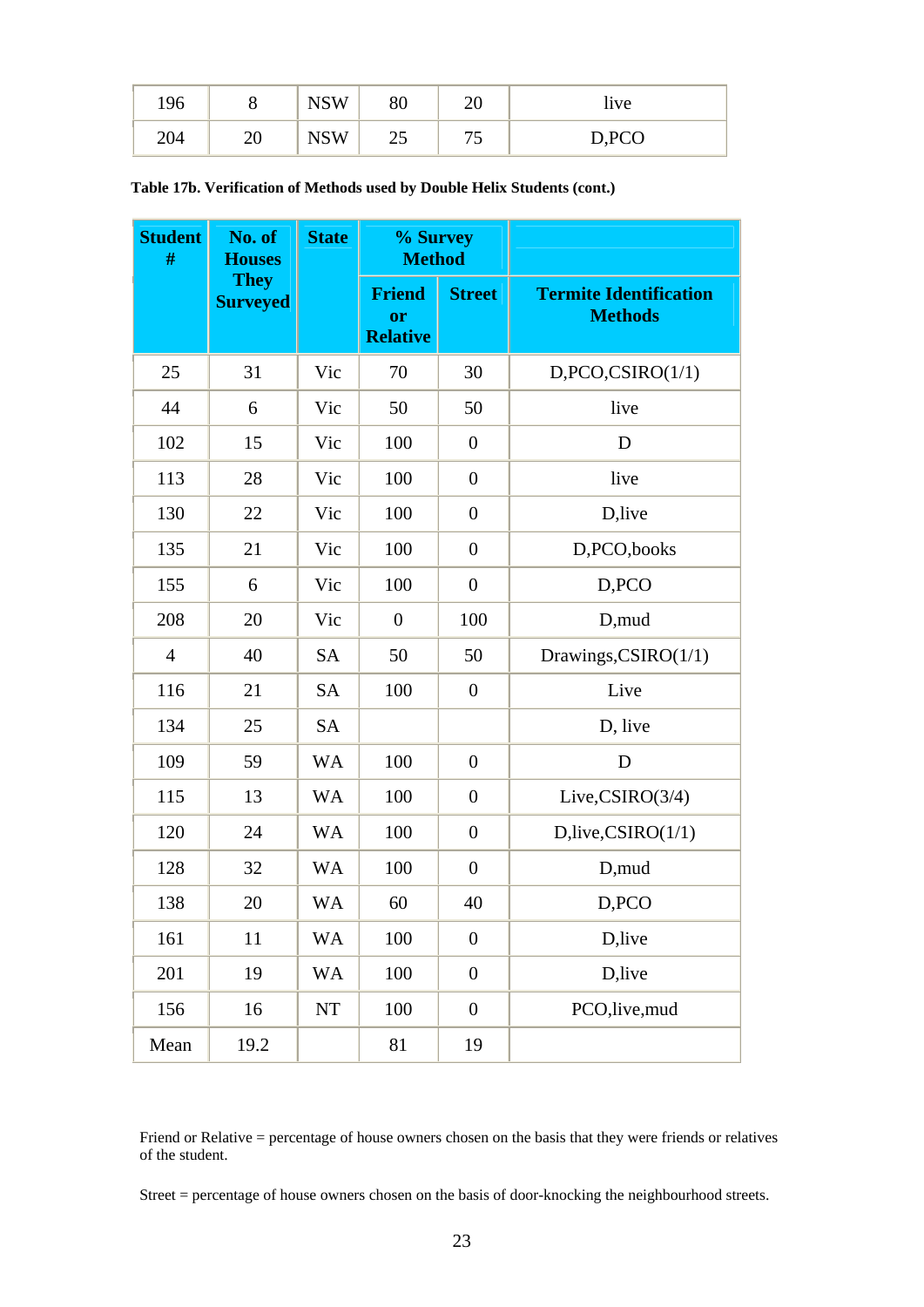| | | | | | |
|---|---|---|---|---|---|
| 196 | 8 | NSW | 80 | 20 | live |
| 204 | 20 | NSW | 25 | 75 | D,PCO |

**Table 17b. Verification of Methods used by Double Helix Students (cont.)**

| Student # | No. of Houses They Surveyed | State | % Survey Method | | |
|---|---|---|---|---|---|
| | | | Friend or Relative | Street | Termite Identification Methods |
| 25 | 31 | Vic | 70 | 30 | D,PCO,CSIRO(1/1) |
| 44 | 6 | Vic | 50 | 50 | live |
| 102 | 15 | Vic | 100 | 0 | D |
| 113 | 28 | Vic | 100 | 0 | live |
| 130 | 22 | Vic | 100 | 0 | D,live |
| 135 | 21 | Vic | 100 | 0 | D,PCO,books |
| 155 | 6 | Vic | 100 | 0 | D,PCO |
| 208 | 20 | Vic | 0 | 100 | D,mud |
| 4 | 40 | SA | 50 | 50 | Drawings,CSIRO(1/1) |
| 116 | 21 | SA | 100 | 0 | Live |
| 134 | 25 | SA | | | D, live |
| 109 | 59 | WA | 100 | 0 | D |
| 115 | 13 | WA | 100 | 0 | Live,CSIRO(3/4) |
| 120 | 24 | WA | 100 | 0 | D,live,CSIRO(1/1) |
| 128 | 32 | WA | 100 | 0 | D,mud |
| 138 | 20 | WA | 60 | 40 | D,PCO |
| 161 | 11 | WA | 100 | 0 | D,live |
| 201 | 19 | WA | 100 | 0 | D,live |
| 156 | 16 | NT | 100 | 0 | PCO,live,mud |
| Mean | 19.2 | | 81 | 19 | |

Friend or Relative = percentage of house owners chosen on the basis that they were friends or relatives of the student.

Street = percentage of house owners chosen on the basis of door-knocking the neighbourhood streets.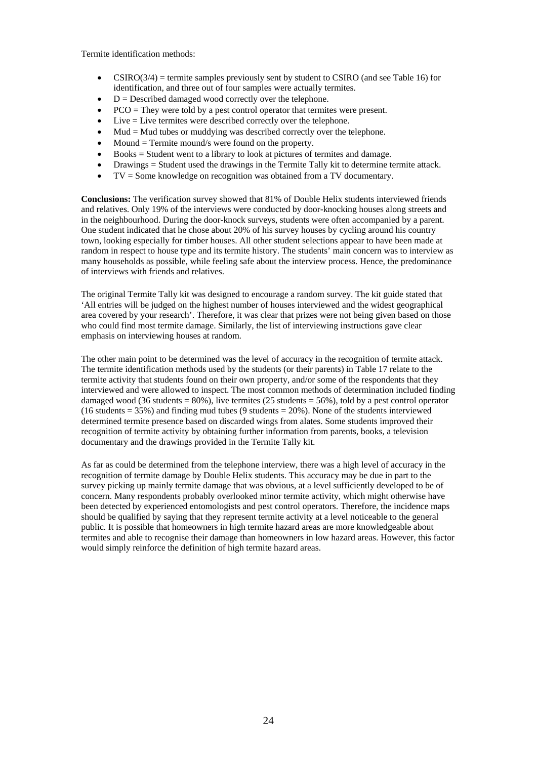Termite identification methods:

- CSIRO(3/4) = termite samples previously sent by student to CSIRO (and see Table 16) for identification, and three out of four samples were actually termites.
- D = Described damaged wood correctly over the telephone.
- PCO = They were told by a pest control operator that termites were present.
- Live = Live termites were described correctly over the telephone.
- Mud = Mud tubes or muddying was described correctly over the telephone.
- Mound = Termite mound/s were found on the property.
- Books = Student went to a library to look at pictures of termites and damage.
- Drawings = Student used the drawings in the Termite Tally kit to determine termite attack.
- TV = Some knowledge on recognition was obtained from a TV documentary.

**Conclusions:** The verification survey showed that 81% of Double Helix students interviewed friends and relatives. Only 19% of the interviews were conducted by door-knocking houses along streets and in the neighbourhood. During the door-knock surveys, students were often accompanied by a parent. One student indicated that he chose about 20% of his survey houses by cycling around his country town, looking especially for timber houses. All other student selections appear to have been made at random in respect to house type and its termite history. The students' main concern was to interview as many households as possible, while feeling safe about the interview process. Hence, the predominance of interviews with friends and relatives.

The original Termite Tally kit was designed to encourage a random survey. The kit guide stated that 'All entries will be judged on the highest number of houses interviewed and the widest geographical area covered by your research'. Therefore, it was clear that prizes were not being given based on those who could find most termite damage. Similarly, the list of interviewing instructions gave clear emphasis on interviewing houses at random.

The other main point to be determined was the level of accuracy in the recognition of termite attack. The termite identification methods used by the students (or their parents) in Table 17 relate to the termite activity that students found on their own property, and/or some of the respondents that they interviewed and were allowed to inspect. The most common methods of determination included finding damaged wood (36 students = 80%), live termites (25 students = 56%), told by a pest control operator (16 students = 35%) and finding mud tubes (9 students = 20%). None of the students interviewed determined termite presence based on discarded wings from alates. Some students improved their recognition of termite activity by obtaining further information from parents, books, a television documentary and the drawings provided in the Termite Tally kit.

As far as could be determined from the telephone interview, there was a high level of accuracy in the recognition of termite damage by Double Helix students. This accuracy may be due in part to the survey picking up mainly termite damage that was obvious, at a level sufficiently developed to be of concern. Many respondents probably overlooked minor termite activity, which might otherwise have been detected by experienced entomologists and pest control operators. Therefore, the incidence maps should be qualified by saying that they represent termite activity at a level noticeable to the general public. It is possible that homeowners in high termite hazard areas are more knowledgeable about termites and able to recognise their damage than homeowners in low hazard areas. However, this factor would simply reinforce the definition of high termite hazard areas.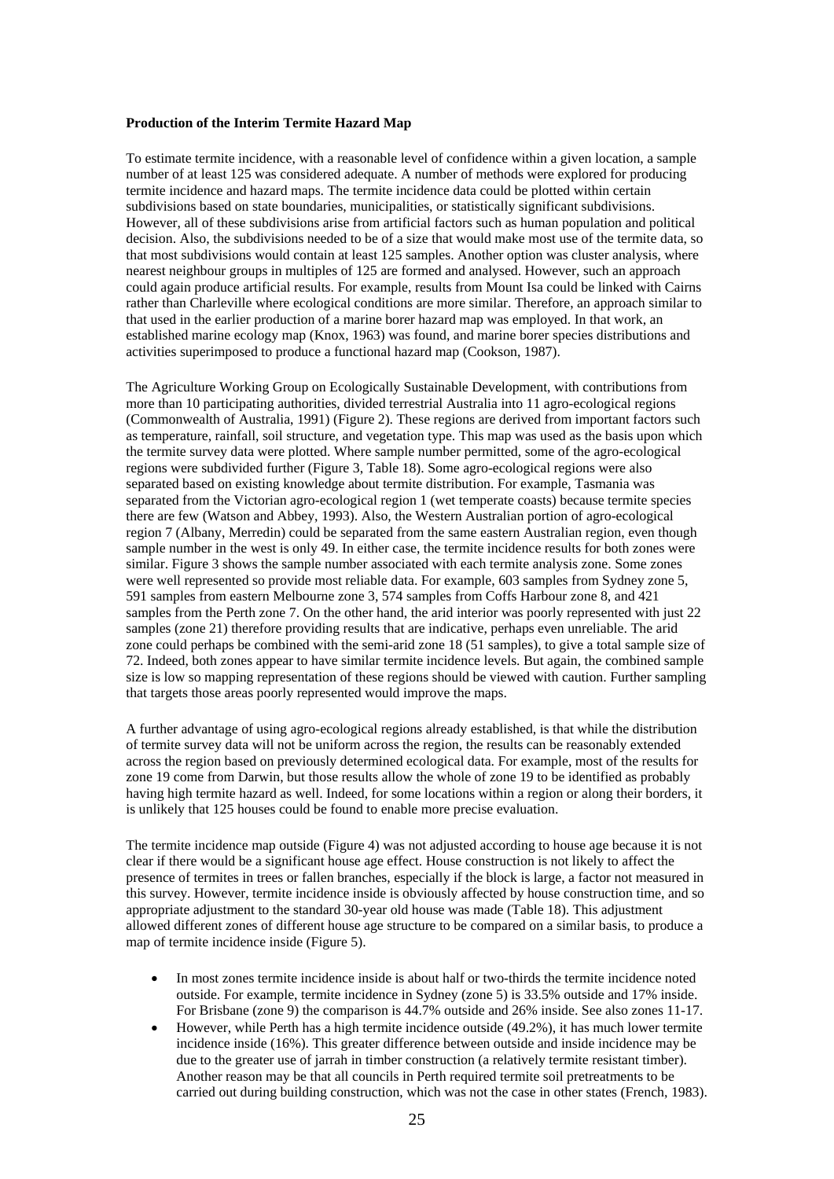**Production of the Interim Termite Hazard Map**

To estimate termite incidence, with a reasonable level of confidence within a given location, a sample number of at least 125 was considered adequate. A number of methods were explored for producing termite incidence and hazard maps. The termite incidence data could be plotted within certain subdivisions based on state boundaries, municipalities, or statistically significant subdivisions. However, all of these subdivisions arise from artificial factors such as human population and political decision. Also, the subdivisions needed to be of a size that would make most use of the termite data, so that most subdivisions would contain at least 125 samples. Another option was cluster analysis, where nearest neighbour groups in multiples of 125 are formed and analysed. However, such an approach could again produce artificial results. For example, results from Mount Isa could be linked with Cairns rather than Charleville where ecological conditions are more similar. Therefore, an approach similar to that used in the earlier production of a marine borer hazard map was employed. In that work, an established marine ecology map (Knox, 1963) was found, and marine borer species distributions and activities superimposed to produce a functional hazard map (Cookson, 1987).

The Agriculture Working Group on Ecologically Sustainable Development, with contributions from more than 10 participating authorities, divided terrestrial Australia into 11 agro-ecological regions (Commonwealth of Australia, 1991) (Figure 2). These regions are derived from important factors such as temperature, rainfall, soil structure, and vegetation type. This map was used as the basis upon which the termite survey data were plotted. Where sample number permitted, some of the agro-ecological regions were subdivided further (Figure 3, Table 18). Some agro-ecological regions were also separated based on existing knowledge about termite distribution. For example, Tasmania was separated from the Victorian agro-ecological region 1 (wet temperate coasts) because termite species there are few (Watson and Abbey, 1993). Also, the Western Australian portion of agro-ecological region 7 (Albany, Merredin) could be separated from the same eastern Australian region, even though sample number in the west is only 49. In either case, the termite incidence results for both zones were similar. Figure 3 shows the sample number associated with each termite analysis zone. Some zones were well represented so provide most reliable data. For example, 603 samples from Sydney zone 5, 591 samples from eastern Melbourne zone 3, 574 samples from Coffs Harbour zone 8, and 421 samples from the Perth zone 7. On the other hand, the arid interior was poorly represented with just 22 samples (zone 21) therefore providing results that are indicative, perhaps even unreliable. The arid zone could perhaps be combined with the semi-arid zone 18 (51 samples), to give a total sample size of 72. Indeed, both zones appear to have similar termite incidence levels. But again, the combined sample size is low so mapping representation of these regions should be viewed with caution. Further sampling that targets those areas poorly represented would improve the maps.

A further advantage of using agro-ecological regions already established, is that while the distribution of termite survey data will not be uniform across the region, the results can be reasonably extended across the region based on previously determined ecological data. For example, most of the results for zone 19 come from Darwin, but those results allow the whole of zone 19 to be identified as probably having high termite hazard as well. Indeed, for some locations within a region or along their borders, it is unlikely that 125 houses could be found to enable more precise evaluation.

The termite incidence map outside (Figure 4) was not adjusted according to house age because it is not clear if there would be a significant house age effect. House construction is not likely to affect the presence of termites in trees or fallen branches, especially if the block is large, a factor not measured in this survey. However, termite incidence inside is obviously affected by house construction time, and so appropriate adjustment to the standard 30-year old house was made (Table 18). This adjustment allowed different zones of different house age structure to be compared on a similar basis, to produce a map of termite incidence inside (Figure 5).

- In most zones termite incidence inside is about half or two-thirds the termite incidence noted outside. For example, termite incidence in Sydney (zone 5) is 33.5% outside and 17% inside. For Brisbane (zone 9) the comparison is 44.7% outside and 26% inside. See also zones 11-17.
- However, while Perth has a high termite incidence outside (49.2%), it has much lower termite incidence inside (16%). This greater difference between outside and inside incidence may be due to the greater use of jarrah in timber construction (a relatively termite resistant timber). Another reason may be that all councils in Perth required termite soil pretreatments to be carried out during building construction, which was not the case in other states (French, 1983).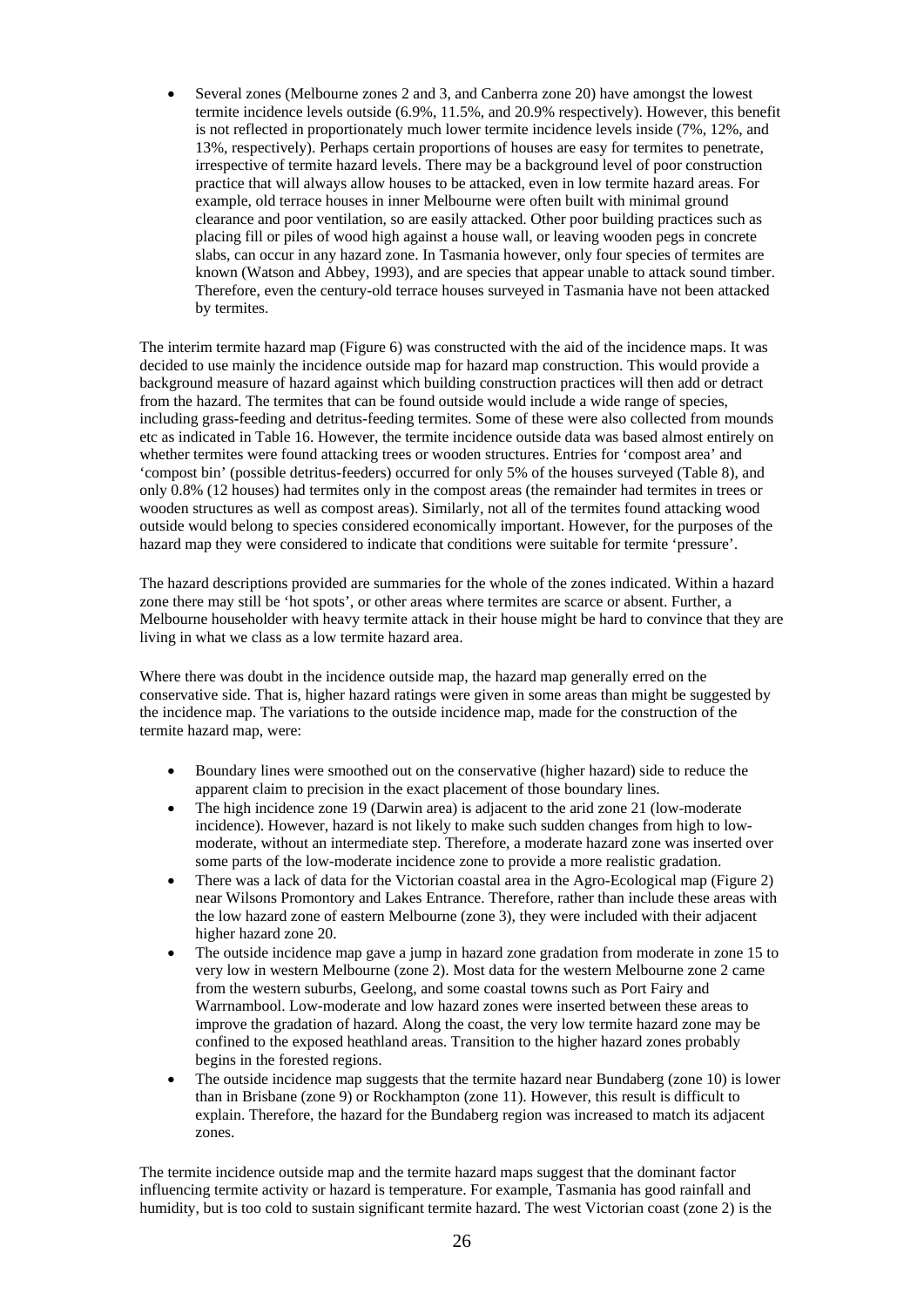- Several zones (Melbourne zones 2 and 3, and Canberra zone 20) have amongst the lowest termite incidence levels outside (6.9%, 11.5%, and 20.9% respectively). However, this benefit is not reflected in proportionately much lower termite incidence levels inside (7%, 12%, and 13%, respectively). Perhaps certain proportions of houses are easy for termites to penetrate, irrespective of termite hazard levels. There may be a background level of poor construction practice that will always allow houses to be attacked, even in low termite hazard areas. For example, old terrace houses in inner Melbourne were often built with minimal ground clearance and poor ventilation, so are easily attacked. Other poor building practices such as placing fill or piles of wood high against a house wall, or leaving wooden pegs in concrete slabs, can occur in any hazard zone. In Tasmania however, only four species of termites are known (Watson and Abbey, 1993), and are species that appear unable to attack sound timber. Therefore, even the century-old terrace houses surveyed in Tasmania have not been attacked by termites.

The interim termite hazard map (Figure 6) was constructed with the aid of the incidence maps. It was decided to use mainly the incidence outside map for hazard map construction. This would provide a background measure of hazard against which building construction practices will then add or detract from the hazard. The termites that can be found outside would include a wide range of species, including grass-feeding and detritus-feeding termites. Some of these were also collected from mounds etc as indicated in Table 16. However, the termite incidence outside data was based almost entirely on whether termites were found attacking trees or wooden structures. Entries for 'compost area' and 'compost bin' (possible detritus-feeders) occurred for only 5% of the houses surveyed (Table 8), and only 0.8% (12 houses) had termites only in the compost areas (the remainder had termites in trees or wooden structures as well as compost areas). Similarly, not all of the termites found attacking wood outside would belong to species considered economically important. However, for the purposes of the hazard map they were considered to indicate that conditions were suitable for termite 'pressure'.

The hazard descriptions provided are summaries for the whole of the zones indicated. Within a hazard zone there may still be 'hot spots', or other areas where termites are scarce or absent. Further, a Melbourne householder with heavy termite attack in their house might be hard to convince that they are living in what we class as a low termite hazard area.

Where there was doubt in the incidence outside map, the hazard map generally erred on the conservative side. That is, higher hazard ratings were given in some areas than might be suggested by the incidence map. The variations to the outside incidence map, made for the construction of the termite hazard map, were:

- Boundary lines were smoothed out on the conservative (higher hazard) side to reduce the apparent claim to precision in the exact placement of those boundary lines.
- The high incidence zone 19 (Darwin area) is adjacent to the arid zone 21 (low-moderate incidence). However, hazard is not likely to make such sudden changes from high to low-moderate, without an intermediate step. Therefore, a moderate hazard zone was inserted over some parts of the low-moderate incidence zone to provide a more realistic gradation.
- There was a lack of data for the Victorian coastal area in the Agro-Ecological map (Figure 2) near Wilsons Promontory and Lakes Entrance. Therefore, rather than include these areas with the low hazard zone of eastern Melbourne (zone 3), they were included with their adjacent higher hazard zone 20.
- The outside incidence map gave a jump in hazard zone gradation from moderate in zone 15 to very low in western Melbourne (zone 2). Most data for the western Melbourne zone 2 came from the western suburbs, Geelong, and some coastal towns such as Port Fairy and Warrnambool. Low-moderate and low hazard zones were inserted between these areas to improve the gradation of hazard. Along the coast, the very low termite hazard zone may be confined to the exposed heathland areas. Transition to the higher hazard zones probably begins in the forested regions.
- The outside incidence map suggests that the termite hazard near Bundaberg (zone 10) is lower than in Brisbane (zone 9) or Rockhampton (zone 11). However, this result is difficult to explain. Therefore, the hazard for the Bundaberg region was increased to match its adjacent zones.

The termite incidence outside map and the termite hazard maps suggest that the dominant factor influencing termite activity or hazard is temperature. For example, Tasmania has good rainfall and humidity, but is too cold to sustain significant termite hazard. The west Victorian coast (zone 2) is the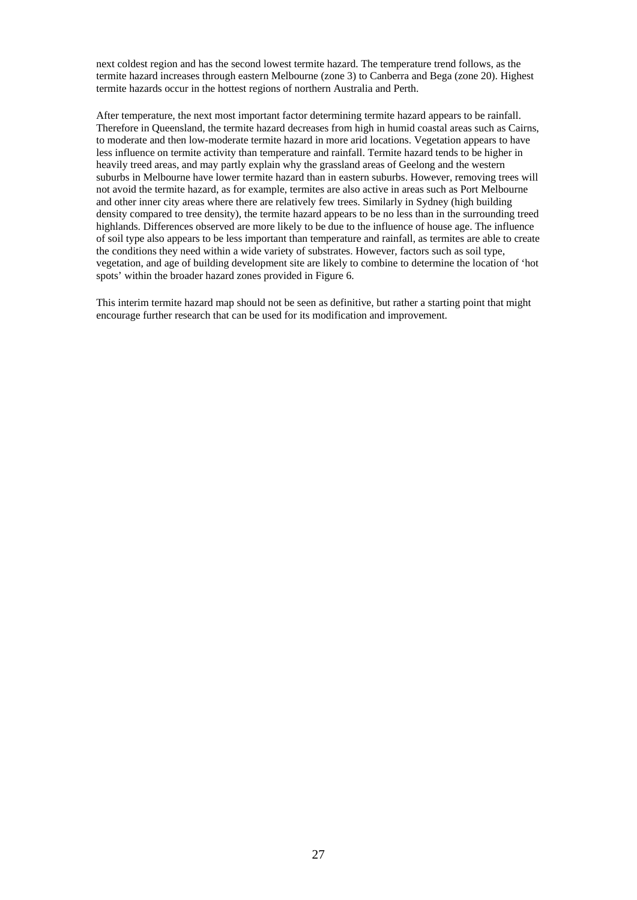next coldest region and has the second lowest termite hazard. The temperature trend follows, as the termite hazard increases through eastern Melbourne (zone 3) to Canberra and Bega (zone 20). Highest termite hazards occur in the hottest regions of northern Australia and Perth.

After temperature, the next most important factor determining termite hazard appears to be rainfall. Therefore in Queensland, the termite hazard decreases from high in humid coastal areas such as Cairns, to moderate and then low-moderate termite hazard in more arid locations. Vegetation appears to have less influence on termite activity than temperature and rainfall. Termite hazard tends to be higher in heavily treed areas, and may partly explain why the grassland areas of Geelong and the western suburbs in Melbourne have lower termite hazard than in eastern suburbs. However, removing trees will not avoid the termite hazard, as for example, termites are also active in areas such as Port Melbourne and other inner city areas where there are relatively few trees. Similarly in Sydney (high building density compared to tree density), the termite hazard appears to be no less than in the surrounding treed highlands. Differences observed are more likely to be due to the influence of house age. The influence of soil type also appears to be less important than temperature and rainfall, as termites are able to create the conditions they need within a wide variety of substrates. However, factors such as soil type, vegetation, and age of building development site are likely to combine to determine the location of 'hot spots' within the broader hazard zones provided in Figure 6.

This interim termite hazard map should not be seen as definitive, but rather a starting point that might encourage further research that can be used for its modification and improvement.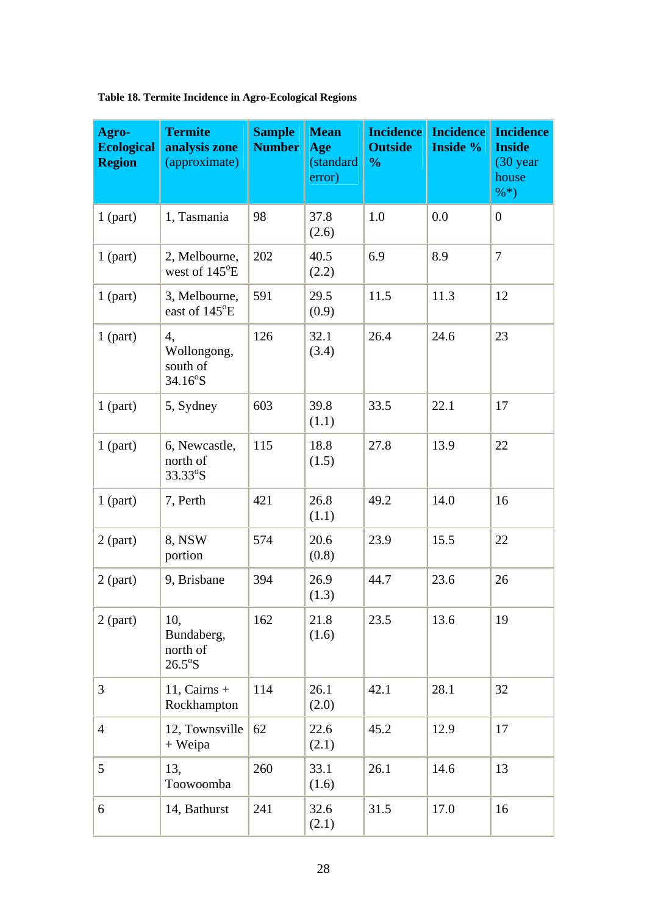**Table 18. Termite Incidence in Agro-Ecological Regions**

| Agro-Ecological Region | Termite analysis zone (approximate) | Sample Number | Mean Age (standard error) | Incidence Outside % | Incidence Inside % | Incidence Inside (30 year house %*) |
|---|---|---|---|---|---|---|
| 1 (part) | 1, Tasmania | 98 | 37.8 (2.6) | 1.0 | 0.0 | 0 |
| 1 (part) | 2, Melbourne, west of 145°E | 202 | 40.5 (2.2) | 6.9 | 8.9 | 7 |
| 1 (part) | 3, Melbourne, east of 145°E | 591 | 29.5 (0.9) | 11.5 | 11.3 | 12 |
| 1 (part) | 4, Wollongong, south of 34.16°S | 126 | 32.1 (3.4) | 26.4 | 24.6 | 23 |
| 1 (part) | 5, Sydney | 603 | 39.8 (1.1) | 33.5 | 22.1 | 17 |
| 1 (part) | 6, Newcastle, north of 33.33°S | 115 | 18.8 (1.5) | 27.8 | 13.9 | 22 |
| 1 (part) | 7, Perth | 421 | 26.8 (1.1) | 49.2 | 14.0 | 16 |
| 2 (part) | 8, NSW portion | 574 | 20.6 (0.8) | 23.9 | 15.5 | 22 |
| 2 (part) | 9, Brisbane | 394 | 26.9 (1.3) | 44.7 | 23.6 | 26 |
| 2 (part) | 10, Bundaberg, north of 26.5°S | 162 | 21.8 (1.6) | 23.5 | 13.6 | 19 |
| 3 | 11, Cairns + Rockhampton | 114 | 26.1 (2.0) | 42.1 | 28.1 | 32 |
| 4 | 12, Townsville + Weipa | 62 | 22.6 (2.1) | 45.2 | 12.9 | 17 |
| 5 | 13, Toowoomba | 260 | 33.1 (1.6) | 26.1 | 14.6 | 13 |
| 6 | 14, Bathurst | 241 | 32.6 (2.1) | 31.5 | 17.0 | 16 |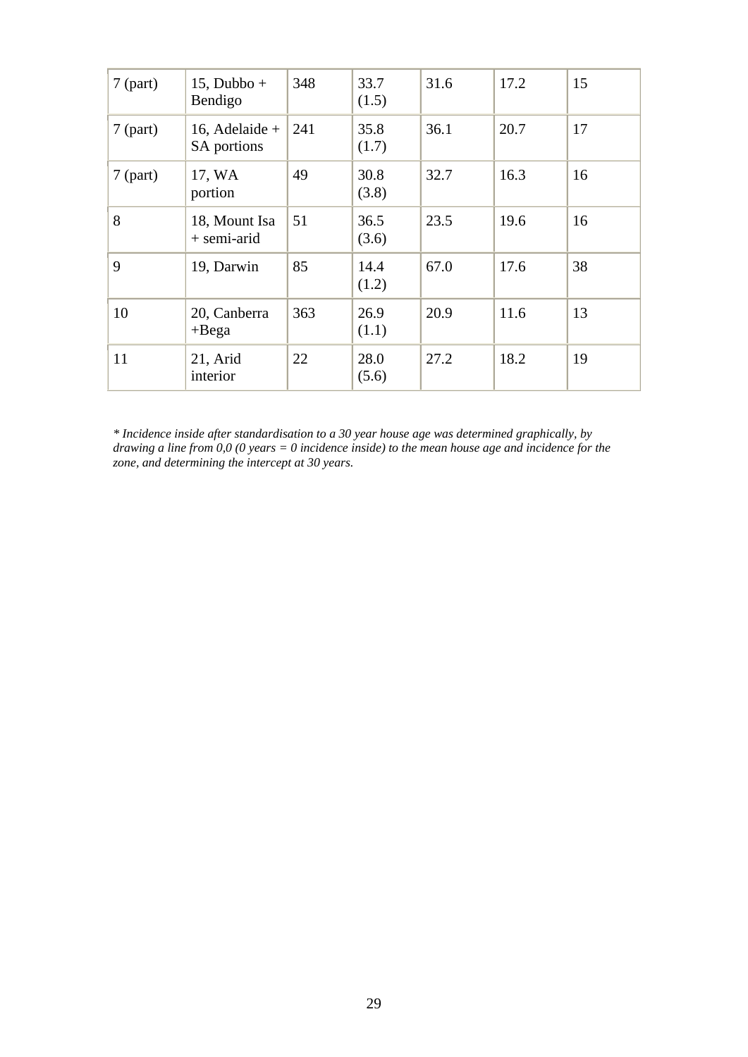| 7 (part) | 15, Dubbo + Bendigo | 348 | 33.7 (1.5) | 31.6 | 17.2 | 15 |
|---|---|---|---|---|---|---|
| 7 (part) | 16, Adelaide + SA portions | 241 | 35.8 (1.7) | 36.1 | 20.7 | 17 |
| 7 (part) | 17, WA portion | 49 | 30.8 (3.8) | 32.7 | 16.3 | 16 |
| 8 | 18, Mount Isa + semi-arid | 51 | 36.5 (3.6) | 23.5 | 19.6 | 16 |
| 9 | 19, Darwin | 85 | 14.4 (1.2) | 67.0 | 17.6 | 38 |
| 10 | 20, Canberra +Bega | 363 | 26.9 (1.1) | 20.9 | 11.6 | 13 |
| 11 | 21, Arid interior | 22 | 28.0 (5.6) | 27.2 | 18.2 | 19 |

*\* Incidence inside after standardisation to a 30 year house age was determined graphically, by drawing a line from 0,0 (0 years = 0 incidence inside) to the mean house age and incidence for the zone, and determining the intercept at 30 years.*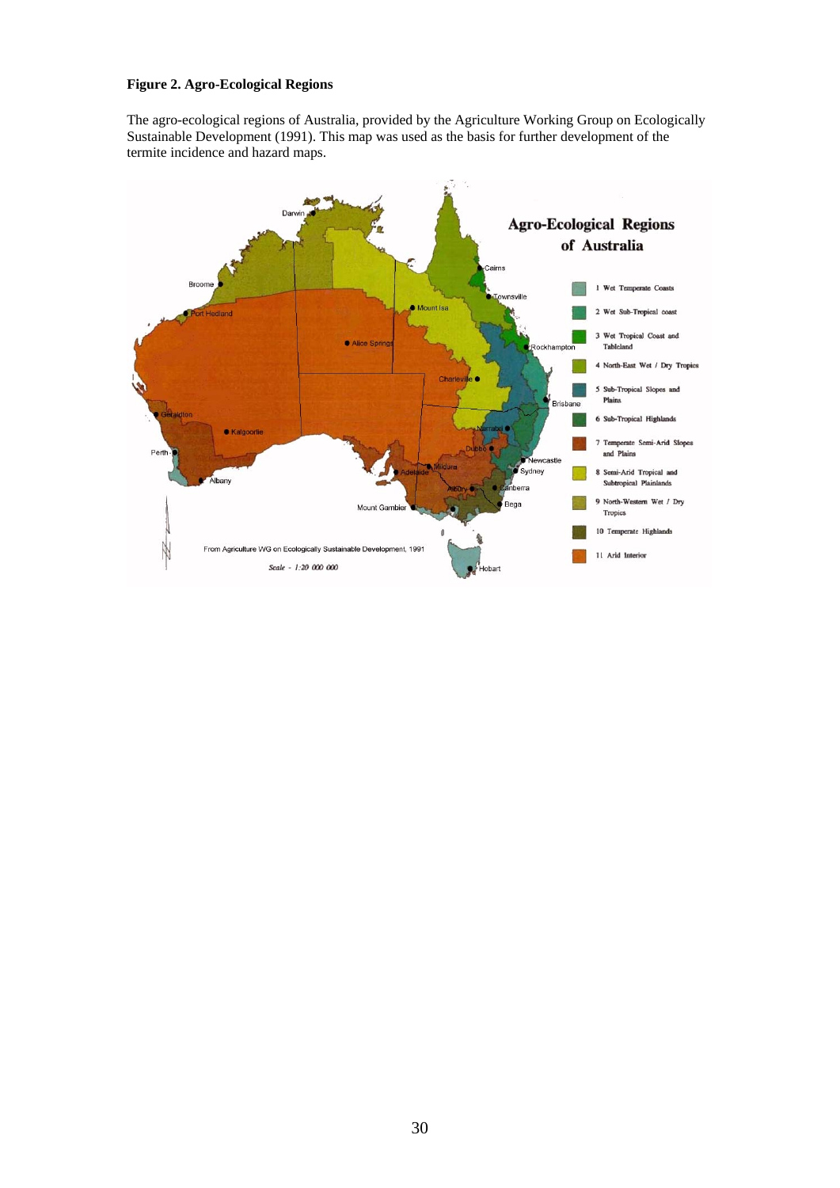**Figure 2. Agro-Ecological Regions**

The agro-ecological regions of Australia, provided by the Agriculture Working Group on Ecologically Sustainable Development (1991). This map was used as the basis for further development of the termite incidence and hazard maps.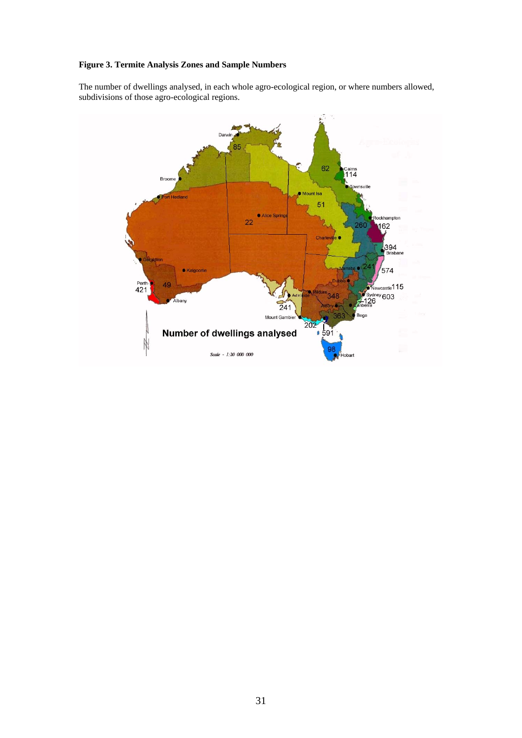**Figure 3. Termite Analysis Zones and Sample Numbers**

The number of dwellings analysed, in each whole agro-ecological region, or where numbers allowed, subdivisions of those agro-ecological regions.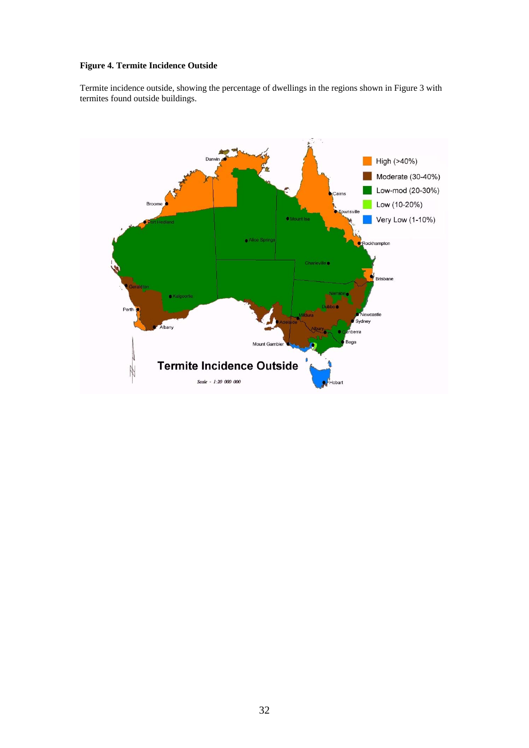**Figure 4. Termite Incidence Outside**

Termite incidence outside, showing the percentage of dwellings in the regions shown in Figure 3 with termites found outside buildings.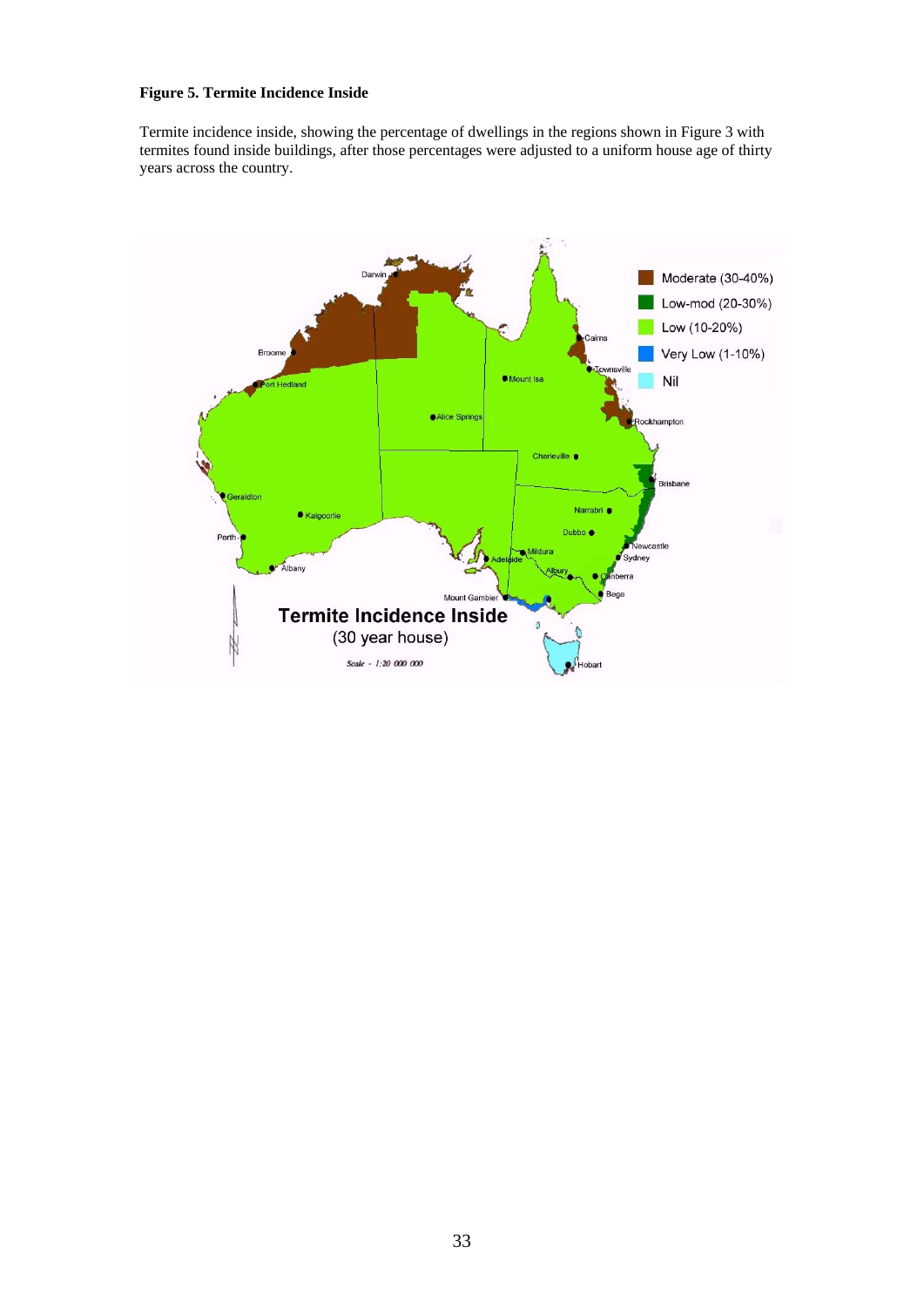**Figure 5. Termite Incidence Inside**

Termite incidence inside, showing the percentage of dwellings in the regions shown in Figure 3 with termites found inside buildings, after those percentages were adjusted to a uniform house age of thirty years across the country.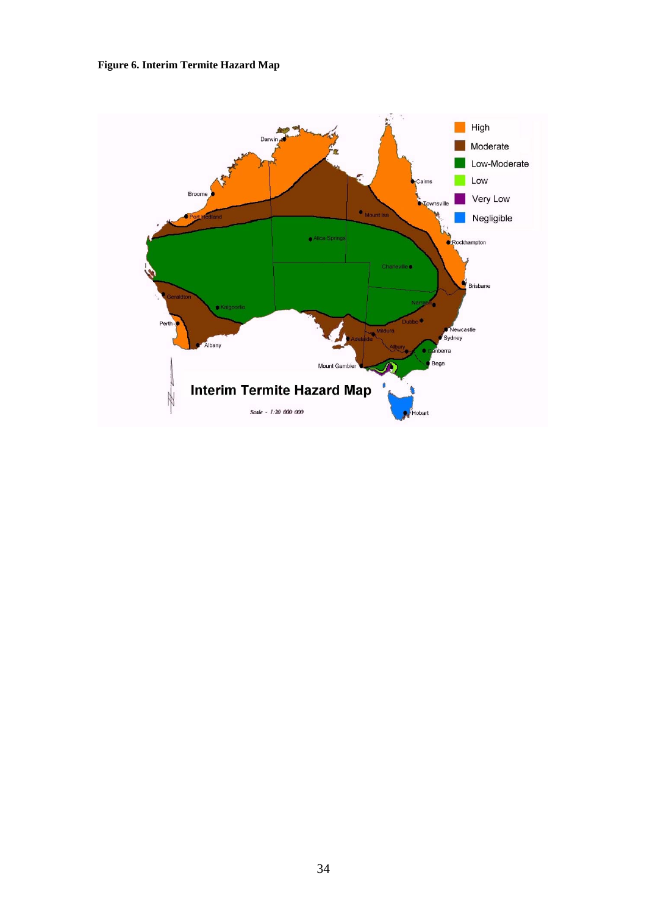**Figure 6. Interim Termite Hazard Map**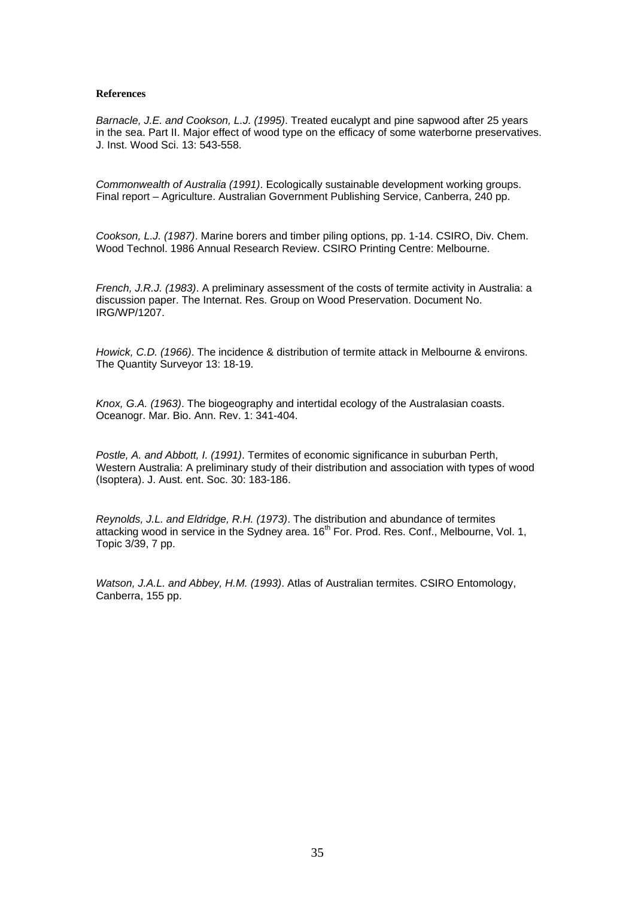**References**

*Barnacle, J.E. and Cookson, L.J. (1995)*. Treated eucalypt and pine sapwood after 25 years in the sea. Part II. Major effect of wood type on the efficacy of some waterborne preservatives. J. Inst. Wood Sci. 13: 543-558.

*Commonwealth of Australia (1991)*. Ecologically sustainable development working groups. Final report – Agriculture. Australian Government Publishing Service, Canberra, 240 pp.

*Cookson, L.J. (1987)*. Marine borers and timber piling options, pp. 1-14. CSIRO, Div. Chem. Wood Technol. 1986 Annual Research Review. CSIRO Printing Centre: Melbourne.

*French, J.R.J. (1983)*. A preliminary assessment of the costs of termite activity in Australia: a discussion paper. The Internat. Res. Group on Wood Preservation. Document No. IRG/WP/1207.

*Howick, C.D. (1966)*. The incidence & distribution of termite attack in Melbourne & environs. The Quantity Surveyor 13: 18-19.

*Knox, G.A. (1963)*. The biogeography and intertidal ecology of the Australasian coasts. Oceanogr. Mar. Bio. Ann. Rev. 1: 341-404.

*Postle, A. and Abbott, I. (1991)*. Termites of economic significance in suburban Perth, Western Australia: A preliminary study of their distribution and association with types of wood (Isoptera). J. Aust. ent. Soc. 30: 183-186.

*Reynolds, J.L. and Eldridge, R.H. (1973)*. The distribution and abundance of termites attacking wood in service in the Sydney area. 16th For. Prod. Res. Conf., Melbourne, Vol. 1, Topic 3/39, 7 pp.

*Watson, J.A.L. and Abbey, H.M. (1993)*. Atlas of Australian termites. CSIRO Entomology, Canberra, 155 pp.